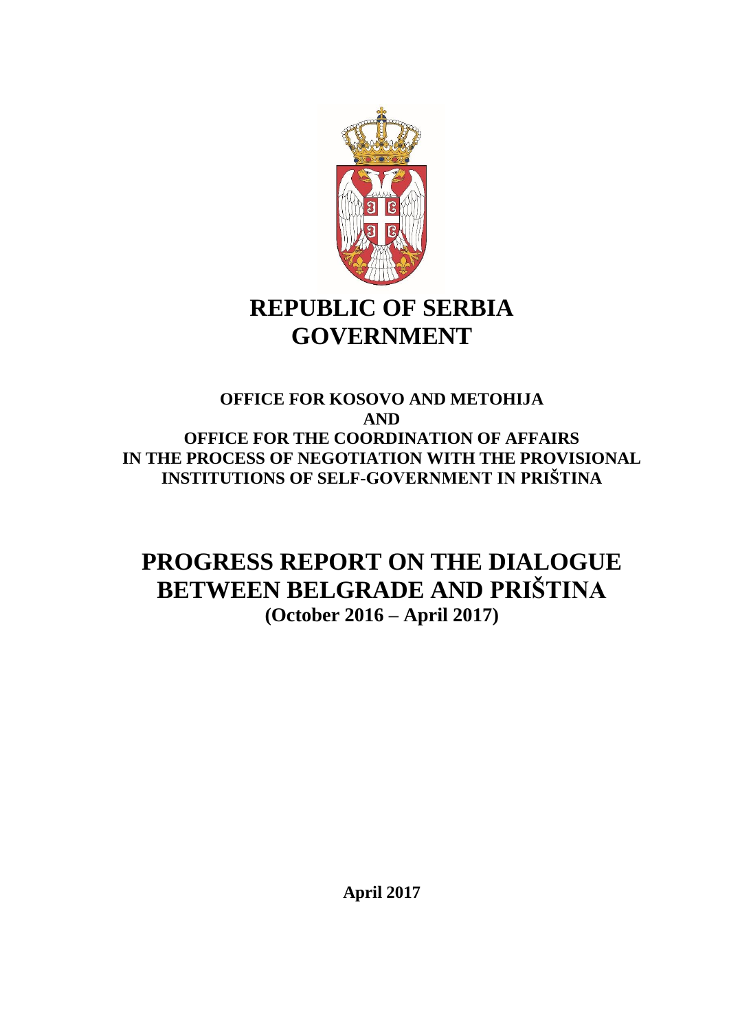# REPUBLIC OF SERBIA
# GOVERNMENT

**OFFICE FOR KOSOVO AND METOHIJA**
**AND**
**OFFICE FOR THE COORDINATION OF AFFAIRS IN THE PROCESS OF NEGOTIATION WITH THE PROVISIONAL INSTITUTIONS OF SELF-GOVERNMENT IN PRIŠTINA**

# PROGRESS REPORT ON THE DIALOGUE BETWEEN BELGRADE AND PRIŠTINA

**(October 2016 – April 2017)**

**April 2017**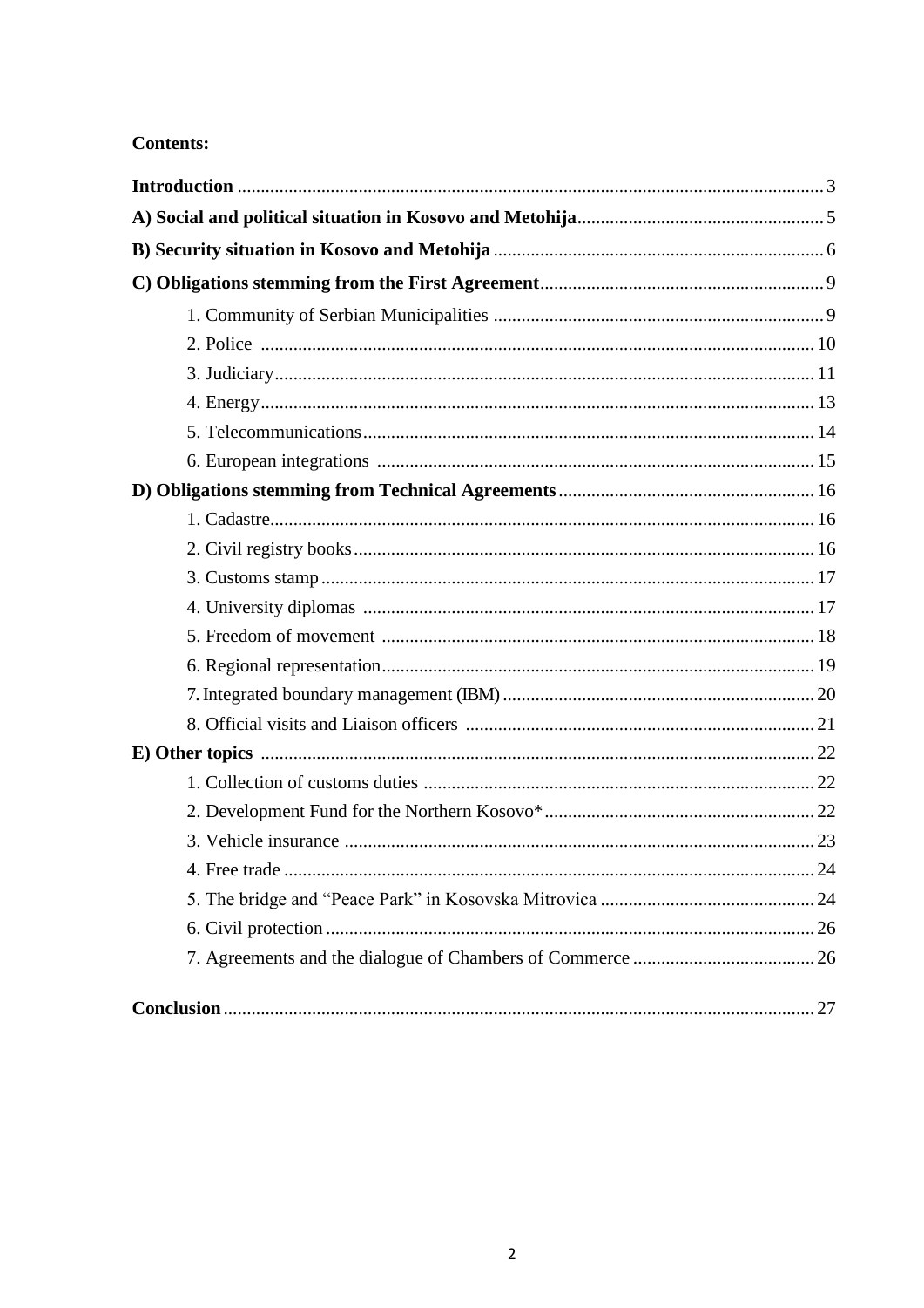**Contents:**

**Introduction** ............................................................................................................ 3

**A) Social and political situation in Kosovo and Metohija**.................................................... 5

**B) Security situation in Kosovo and Metohija**...................................................................... 6

**C) Obligations stemming from the First Agreement**............................................................ 9

- 1. Community of Serbian Municipalities ...................................................................... 9
- 2. Police ..................................................................................................................... 10
- 3. Judiciary................................................................................................................... 11
- 4. Energy...................................................................................................................... 13
- 5. Telecommunications................................................................................................ 14
- 6. European integrations ............................................................................................. 15

**D) Obligations stemming from Technical Agreements**...................................................... 16

- 1. Cadastre.................................................................................................................... 16
- 2. Civil registry books.................................................................................................. 16
- 3. Customs stamp......................................................................................................... 17
- 4. University diplomas ................................................................................................ 17
- 5. Freedom of movement ............................................................................................ 18
- 6. Regional representation............................................................................................ 19
- 7. Integrated boundary management (IBM).................................................................. 20
- 8. Official visits and Liaison officers .......................................................................... 21

**E) Other topics** ...................................................................................................................... 22

- 1. Collection of customs duties ................................................................................... 22
- 2. Development Fund for the Northern Kosovo*.......................................................... 22
- 3. Vehicle insurance .................................................................................................... 23
- 4. Free trade ................................................................................................................. 24
- 5. The bridge and "Peace Park" in Kosovska Mitrovica ............................................. 24
- 6. Civil protection ........................................................................................................ 26
- 7. Agreements and the dialogue of Chambers of Commerce ....................................... 26

**Conclusion**............................................................................................................................ 27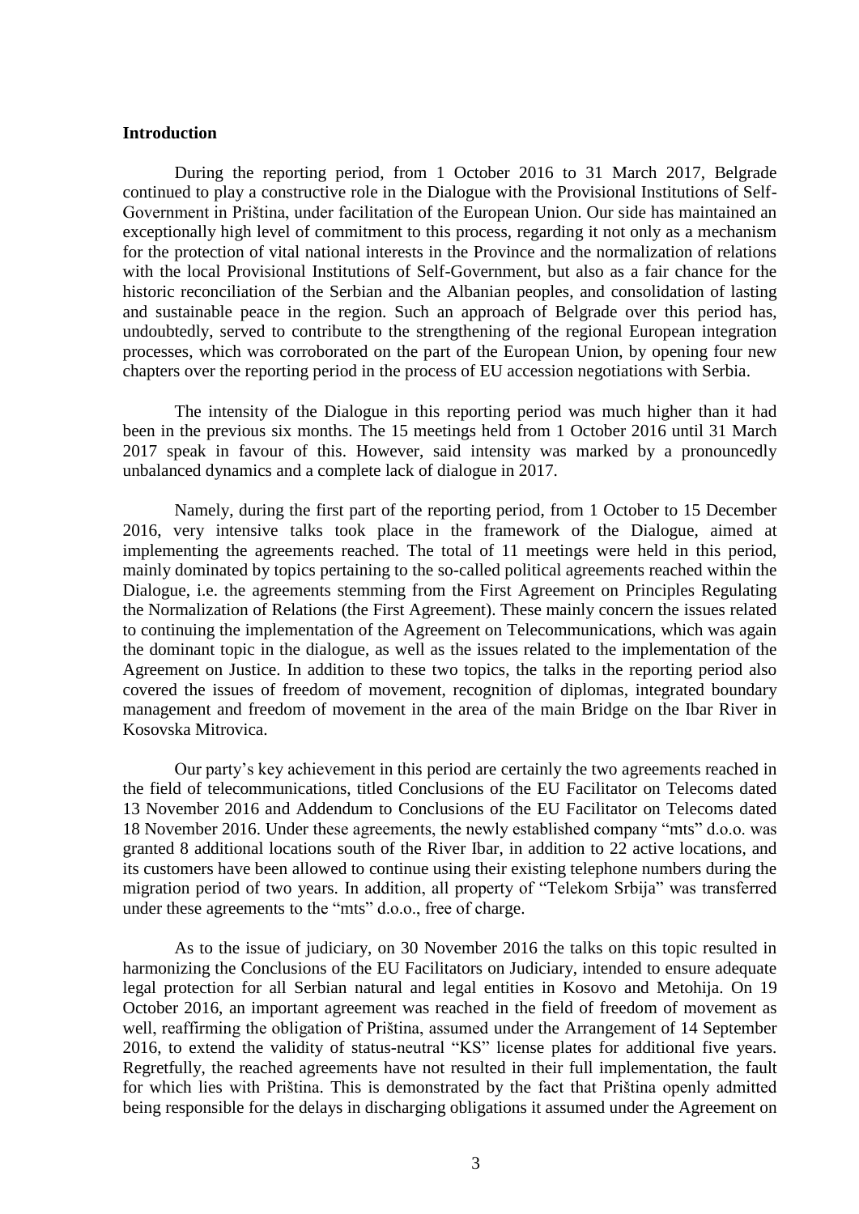**Introduction**

During the reporting period, from 1 October 2016 to 31 March 2017, Belgrade continued to play a constructive role in the Dialogue with the Provisional Institutions of Self-Government in Priština, under facilitation of the European Union. Our side has maintained an exceptionally high level of commitment to this process, regarding it not only as a mechanism for the protection of vital national interests in the Province and the normalization of relations with the local Provisional Institutions of Self-Government, but also as a fair chance for the historic reconciliation of the Serbian and the Albanian peoples, and consolidation of lasting and sustainable peace in the region. Such an approach of Belgrade over this period has, undoubtedly, served to contribute to the strengthening of the regional European integration processes, which was corroborated on the part of the European Union, by opening four new chapters over the reporting period in the process of EU accession negotiations with Serbia.

The intensity of the Dialogue in this reporting period was much higher than it had been in the previous six months. The 15 meetings held from 1 October 2016 until 31 March 2017 speak in favour of this. However, said intensity was marked by a pronouncedly unbalanced dynamics and a complete lack of dialogue in 2017.

Namely, during the first part of the reporting period, from 1 October to 15 December 2016, very intensive talks took place in the framework of the Dialogue, aimed at implementing the agreements reached. The total of 11 meetings were held in this period, mainly dominated by topics pertaining to the so-called political agreements reached within the Dialogue, i.e. the agreements stemming from the First Agreement on Principles Regulating the Normalization of Relations (the First Agreement). These mainly concern the issues related to continuing the implementation of the Agreement on Telecommunications, which was again the dominant topic in the dialogue, as well as the issues related to the implementation of the Agreement on Justice. In addition to these two topics, the talks in the reporting period also covered the issues of freedom of movement, recognition of diplomas, integrated boundary management and freedom of movement in the area of the main Bridge on the Ibar River in Kosovska Mitrovica.

Our party's key achievement in this period are certainly the two agreements reached in the field of telecommunications, titled Conclusions of the EU Facilitator on Telecoms dated 13 November 2016 and Addendum to Conclusions of the EU Facilitator on Telecoms dated 18 November 2016. Under these agreements, the newly established company "mts" d.o.o. was granted 8 additional locations south of the River Ibar, in addition to 22 active locations, and its customers have been allowed to continue using their existing telephone numbers during the migration period of two years. In addition, all property of "Telekom Srbija" was transferred under these agreements to the "mts" d.o.o., free of charge.

As to the issue of judiciary, on 30 November 2016 the talks on this topic resulted in harmonizing the Conclusions of the EU Facilitators on Judiciary, intended to ensure adequate legal protection for all Serbian natural and legal entities in Kosovo and Metohija. On 19 October 2016, an important agreement was reached in the field of freedom of movement as well, reaffirming the obligation of Priština, assumed under the Arrangement of 14 September 2016, to extend the validity of status-neutral "KS" license plates for additional five years. Regretfully, the reached agreements have not resulted in their full implementation, the fault for which lies with Priština. This is demonstrated by the fact that Priština openly admitted being responsible for the delays in discharging obligations it assumed under the Agreement on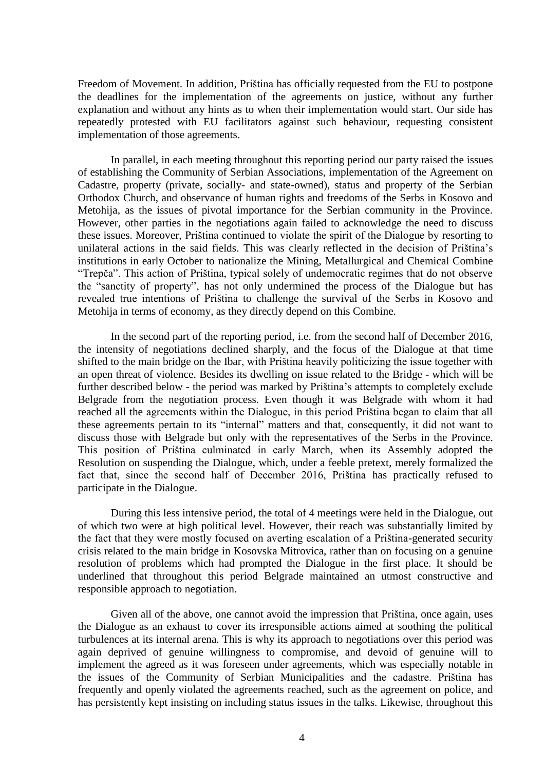Freedom of Movement. In addition, Priština has officially requested from the EU to postpone the deadlines for the implementation of the agreements on justice, without any further explanation and without any hints as to when their implementation would start. Our side has repeatedly protested with EU facilitators against such behaviour, requesting consistent implementation of those agreements.

In parallel, in each meeting throughout this reporting period our party raised the issues of establishing the Community of Serbian Associations, implementation of the Agreement on Cadastre, property (private, socially- and state-owned), status and property of the Serbian Orthodox Church, and observance of human rights and freedoms of the Serbs in Kosovo and Metohija, as the issues of pivotal importance for the Serbian community in the Province. However, other parties in the negotiations again failed to acknowledge the need to discuss these issues. Moreover, Priština continued to violate the spirit of the Dialogue by resorting to unilateral actions in the said fields. This was clearly reflected in the decision of Priština's institutions in early October to nationalize the Mining, Metallurgical and Chemical Combine "Trepča". This action of Priština, typical solely of undemocratic regimes that do not observe the "sanctity of property", has not only undermined the process of the Dialogue but has revealed true intentions of Priština to challenge the survival of the Serbs in Kosovo and Metohija in terms of economy, as they directly depend on this Combine.

In the second part of the reporting period, i.e. from the second half of December 2016, the intensity of negotiations declined sharply, and the focus of the Dialogue at that time shifted to the main bridge on the Ibar, with Priština heavily politicizing the issue together with an open threat of violence. Besides its dwelling on issue related to the Bridge - which will be further described below - the period was marked by Priština's attempts to completely exclude Belgrade from the negotiation process. Even though it was Belgrade with whom it had reached all the agreements within the Dialogue, in this period Priština began to claim that all these agreements pertain to its "internal" matters and that, consequently, it did not want to discuss those with Belgrade but only with the representatives of the Serbs in the Province. This position of Priština culminated in early March, when its Assembly adopted the Resolution on suspending the Dialogue, which, under a feeble pretext, merely formalized the fact that, since the second half of December 2016, Priština has practically refused to participate in the Dialogue.

During this less intensive period, the total of 4 meetings were held in the Dialogue, out of which two were at high political level. However, their reach was substantially limited by the fact that they were mostly focused on averting escalation of a Priština-generated security crisis related to the main bridge in Kosovska Mitrovica, rather than on focusing on a genuine resolution of problems which had prompted the Dialogue in the first place. It should be underlined that throughout this period Belgrade maintained an utmost constructive and responsible approach to negotiation.

Given all of the above, one cannot avoid the impression that Priština, once again, uses the Dialogue as an exhaust to cover its irresponsible actions aimed at soothing the political turbulences at its internal arena. This is why its approach to negotiations over this period was again deprived of genuine willingness to compromise, and devoid of genuine will to implement the agreed as it was foreseen under agreements, which was especially notable in the issues of the Community of Serbian Municipalities and the cadastre. Priština has frequently and openly violated the agreements reached, such as the agreement on police, and has persistently kept insisting on including status issues in the talks. Likewise, throughout this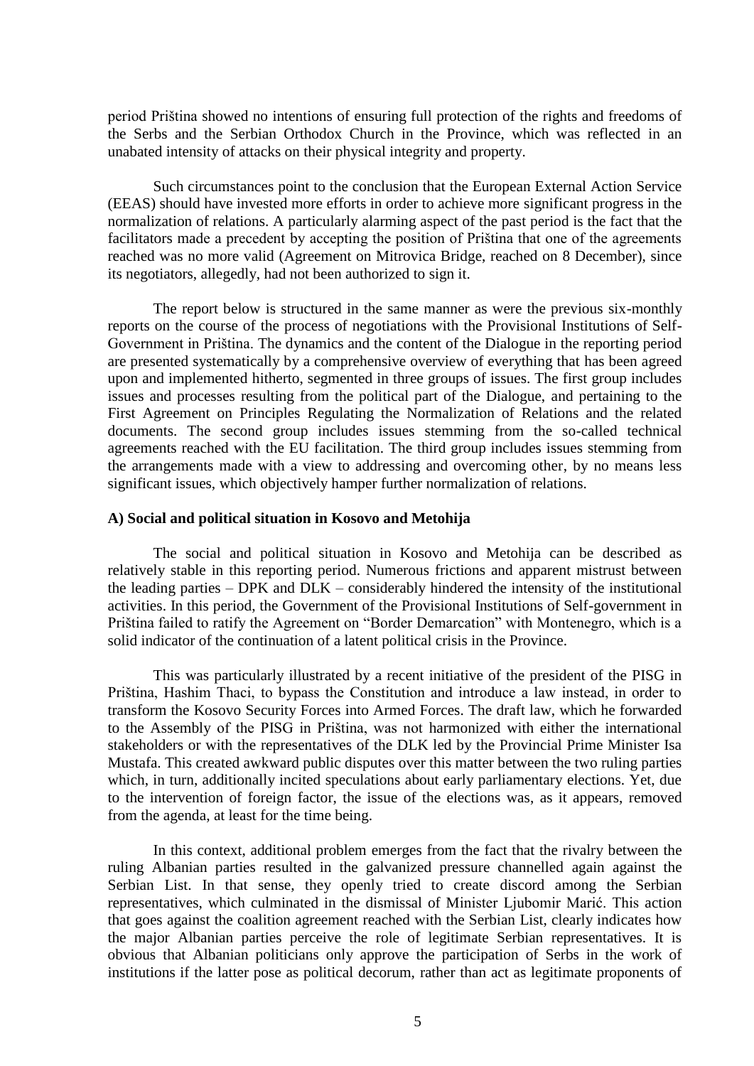period Priština showed no intentions of ensuring full protection of the rights and freedoms of the Serbs and the Serbian Orthodox Church in the Province, which was reflected in an unabated intensity of attacks on their physical integrity and property.

Such circumstances point to the conclusion that the European External Action Service (EEAS) should have invested more efforts in order to achieve more significant progress in the normalization of relations. A particularly alarming aspect of the past period is the fact that the facilitators made a precedent by accepting the position of Priština that one of the agreements reached was no more valid (Agreement on Mitrovica Bridge, reached on 8 December), since its negotiators, allegedly, had not been authorized to sign it.

The report below is structured in the same manner as were the previous six-monthly reports on the course of the process of negotiations with the Provisional Institutions of Self-Government in Priština. The dynamics and the content of the Dialogue in the reporting period are presented systematically by a comprehensive overview of everything that has been agreed upon and implemented hitherto, segmented in three groups of issues. The first group includes issues and processes resulting from the political part of the Dialogue, and pertaining to the First Agreement on Principles Regulating the Normalization of Relations and the related documents. The second group includes issues stemming from the so-called technical agreements reached with the EU facilitation. The third group includes issues stemming from the arrangements made with a view to addressing and overcoming other, by no means less significant issues, which objectively hamper further normalization of relations.

### A) Social and political situation in Kosovo and Metohija

The social and political situation in Kosovo and Metohija can be described as relatively stable in this reporting period. Numerous frictions and apparent mistrust between the leading parties – DPK and DLK – considerably hindered the intensity of the institutional activities. In this period, the Government of the Provisional Institutions of Self-government in Priština failed to ratify the Agreement on "Border Demarcation" with Montenegro, which is a solid indicator of the continuation of a latent political crisis in the Province.

This was particularly illustrated by a recent initiative of the president of the PISG in Priština, Hashim Thaci, to bypass the Constitution and introduce a law instead, in order to transform the Kosovo Security Forces into Armed Forces. The draft law, which he forwarded to the Assembly of the PISG in Priština, was not harmonized with either the international stakeholders or with the representatives of the DLK led by the Provincial Prime Minister Isa Mustafa. This created awkward public disputes over this matter between the two ruling parties which, in turn, additionally incited speculations about early parliamentary elections. Yet, due to the intervention of foreign factor, the issue of the elections was, as it appears, removed from the agenda, at least for the time being.

In this context, additional problem emerges from the fact that the rivalry between the ruling Albanian parties resulted in the galvanized pressure channelled again against the Serbian List. In that sense, they openly tried to create discord among the Serbian representatives, which culminated in the dismissal of Minister Ljubomir Marić. This action that goes against the coalition agreement reached with the Serbian List, clearly indicates how the major Albanian parties perceive the role of legitimate Serbian representatives. It is obvious that Albanian politicians only approve the participation of Serbs in the work of institutions if the latter pose as political decorum, rather than act as legitimate proponents of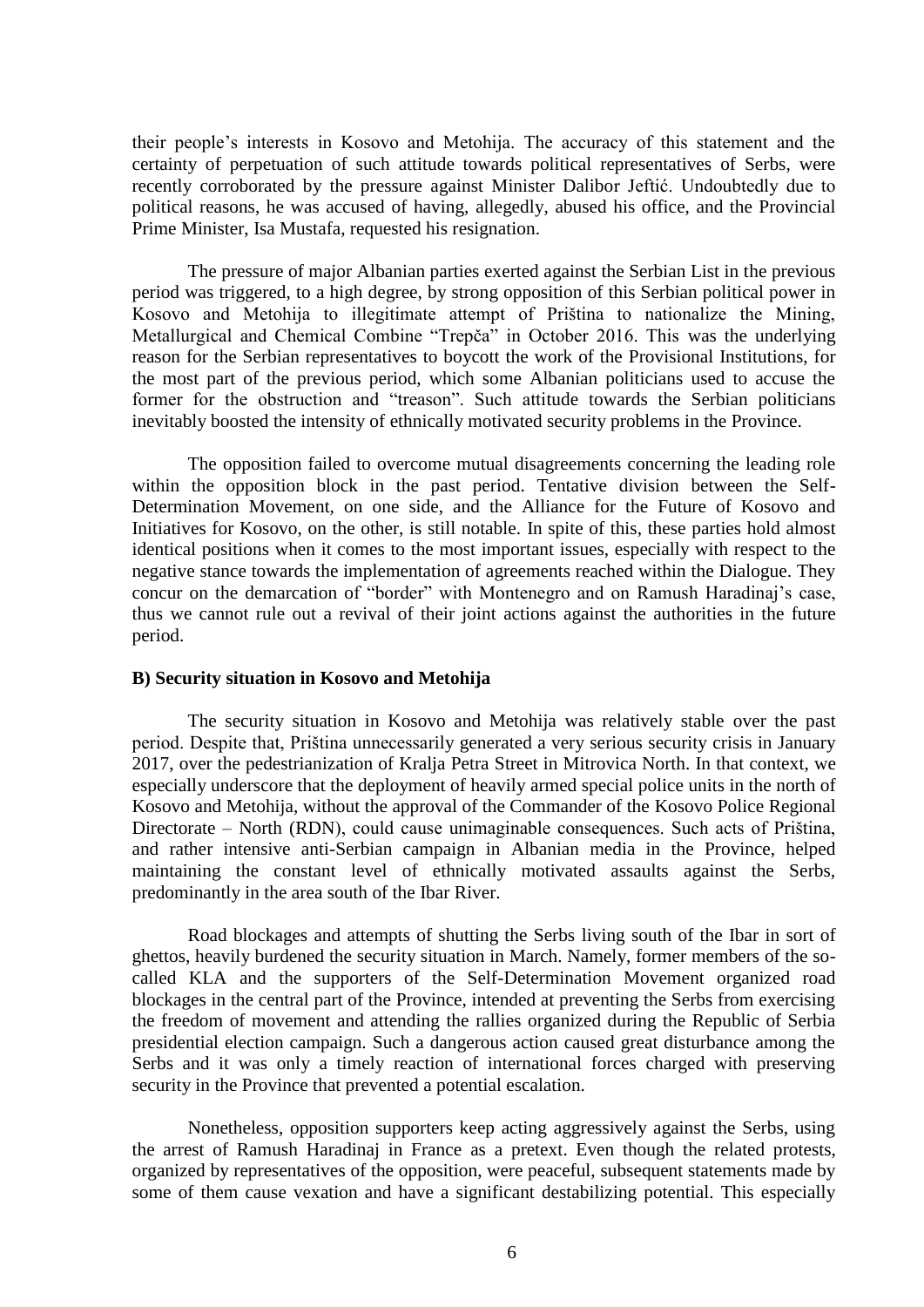their people's interests in Kosovo and Metohija. The accuracy of this statement and the certainty of perpetuation of such attitude towards political representatives of Serbs, were recently corroborated by the pressure against Minister Dalibor Jeftić. Undoubtedly due to political reasons, he was accused of having, allegedly, abused his office, and the Provincial Prime Minister, Isa Mustafa, requested his resignation.

The pressure of major Albanian parties exerted against the Serbian List in the previous period was triggered, to a high degree, by strong opposition of this Serbian political power in Kosovo and Metohija to illegitimate attempt of Priština to nationalize the Mining, Metallurgical and Chemical Combine "Trepča" in October 2016. This was the underlying reason for the Serbian representatives to boycott the work of the Provisional Institutions, for the most part of the previous period, which some Albanian politicians used to accuse the former for the obstruction and "treason". Such attitude towards the Serbian politicians inevitably boosted the intensity of ethnically motivated security problems in the Province.

The opposition failed to overcome mutual disagreements concerning the leading role within the opposition block in the past period. Tentative division between the Self-Determination Movement, on one side, and the Alliance for the Future of Kosovo and Initiatives for Kosovo, on the other, is still notable. In spite of this, these parties hold almost identical positions when it comes to the most important issues, especially with respect to the negative stance towards the implementation of agreements reached within the Dialogue. They concur on the demarcation of "border" with Montenegro and on Ramush Haradinaj's case, thus we cannot rule out a revival of their joint actions against the authorities in the future period.

**B) Security situation in Kosovo and Metohija**

The security situation in Kosovo and Metohija was relatively stable over the past period. Despite that, Priština unnecessarily generated a very serious security crisis in January 2017, over the pedestrianization of Kralja Petra Street in Mitrovica North. In that context, we especially underscore that the deployment of heavily armed special police units in the north of Kosovo and Metohija, without the approval of the Commander of the Kosovo Police Regional Directorate – North (RDN), could cause unimaginable consequences. Such acts of Priština, and rather intensive anti-Serbian campaign in Albanian media in the Province, helped maintaining the constant level of ethnically motivated assaults against the Serbs, predominantly in the area south of the Ibar River.

Road blockages and attempts of shutting the Serbs living south of the Ibar in sort of ghettos, heavily burdened the security situation in March. Namely, former members of the so-called KLA and the supporters of the Self-Determination Movement organized road blockages in the central part of the Province, intended at preventing the Serbs from exercising the freedom of movement and attending the rallies organized during the Republic of Serbia presidential election campaign. Such a dangerous action caused great disturbance among the Serbs and it was only a timely reaction of international forces charged with preserving security in the Province that prevented a potential escalation.

Nonetheless, opposition supporters keep acting aggressively against the Serbs, using the arrest of Ramush Haradinaj in France as a pretext. Even though the related protests, organized by representatives of the opposition, were peaceful, subsequent statements made by some of them cause vexation and have a significant destabilizing potential. This especially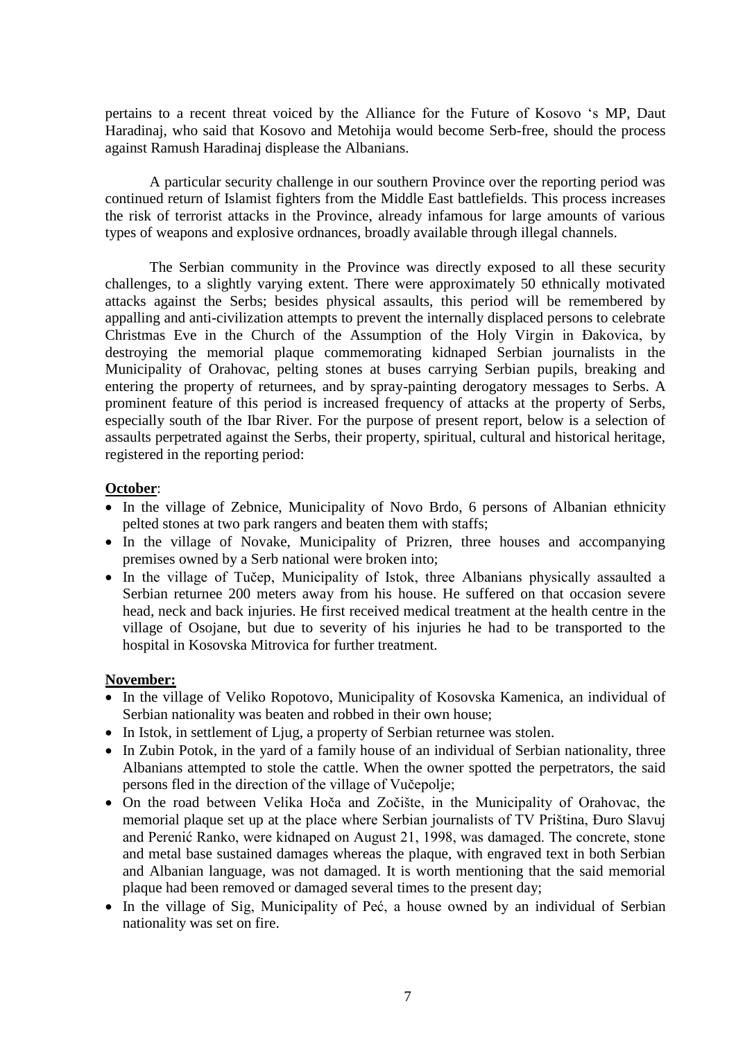pertains to a recent threat voiced by the Alliance for the Future of Kosovo 's MP, Daut Haradinaj, who said that Kosovo and Metohija would become Serb-free, should the process against Ramush Haradinaj displease the Albanians.

A particular security challenge in our southern Province over the reporting period was continued return of Islamist fighters from the Middle East battlefields. This process increases the risk of terrorist attacks in the Province, already infamous for large amounts of various types of weapons and explosive ordnances, broadly available through illegal channels.

The Serbian community in the Province was directly exposed to all these security challenges, to a slightly varying extent. There were approximately 50 ethnically motivated attacks against the Serbs; besides physical assaults, this period will be remembered by appalling and anti-civilization attempts to prevent the internally displaced persons to celebrate Christmas Eve in the Church of the Assumption of the Holy Virgin in Đakovica, by destroying the memorial plaque commemorating kidnaped Serbian journalists in the Municipality of Orahovac, pelting stones at buses carrying Serbian pupils, breaking and entering the property of returnees, and by spray-painting derogatory messages to Serbs. A prominent feature of this period is increased frequency of attacks at the property of Serbs, especially south of the Ibar River. For the purpose of present report, below is a selection of assaults perpetrated against the Serbs, their property, spiritual, cultural and historical heritage, registered in the reporting period:

**October**:

- In the village of Zebnice, Municipality of Novo Brdo, 6 persons of Albanian ethnicity pelted stones at two park rangers and beaten them with staffs;
- In the village of Novake, Municipality of Prizren, three houses and accompanying premises owned by a Serb national were broken into;
- In the village of Tučep, Municipality of Istok, three Albanians physically assaulted a Serbian returnee 200 meters away from his house. He suffered on that occasion severe head, neck and back injuries. He first received medical treatment at the health centre in the village of Osojane, but due to severity of his injuries he had to be transported to the hospital in Kosovska Mitrovica for further treatment.

**November:**

- In the village of Veliko Ropotovo, Municipality of Kosovska Kamenica, an individual of Serbian nationality was beaten and robbed in their own house;
- In Istok, in settlement of Ljug, a property of Serbian returnee was stolen.
- In Zubin Potok, in the yard of a family house of an individual of Serbian nationality, three Albanians attempted to stole the cattle. When the owner spotted the perpetrators, the said persons fled in the direction of the village of Vučepolje;
- On the road between Velika Hoča and Zočište, in the Municipality of Orahovac, the memorial plaque set up at the place where Serbian journalists of TV Priština, Đuro Slavuj and Perenić Ranko, were kidnaped on August 21, 1998, was damaged. The concrete, stone and metal base sustained damages whereas the plaque, with engraved text in both Serbian and Albanian language, was not damaged. It is worth mentioning that the said memorial plaque had been removed or damaged several times to the present day;
- In the village of Sig, Municipality of Peć, a house owned by an individual of Serbian nationality was set on fire.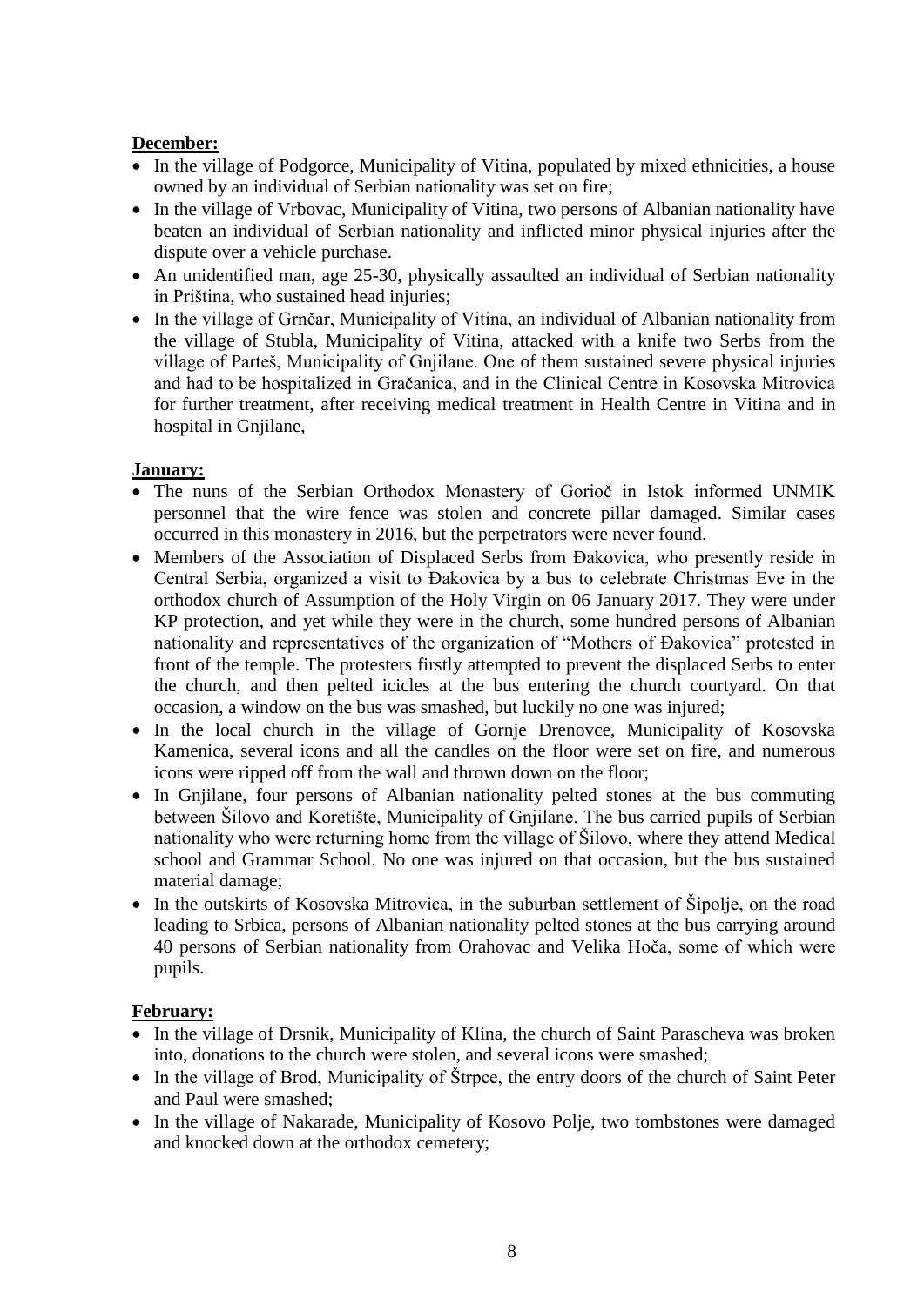**December:**

- In the village of Podgorce, Municipality of Vitina, populated by mixed ethnicities, a house owned by an individual of Serbian nationality was set on fire;
- In the village of Vrbovac, Municipality of Vitina, two persons of Albanian nationality have beaten an individual of Serbian nationality and inflicted minor physical injuries after the dispute over a vehicle purchase.
- An unidentified man, age 25-30, physically assaulted an individual of Serbian nationality in Priština, who sustained head injuries;
- In the village of Grnčar, Municipality of Vitina, an individual of Albanian nationality from the village of Stubla, Municipality of Vitina, attacked with a knife two Serbs from the village of Parteš, Municipality of Gnjilane. One of them sustained severe physical injuries and had to be hospitalized in Gračanica, and in the Clinical Centre in Kosovska Mitrovica for further treatment, after receiving medical treatment in Health Centre in Vitina and in hospital in Gnjilane,

**January:**

- The nuns of the Serbian Orthodox Monastery of Gorioč in Istok informed UNMIK personnel that the wire fence was stolen and concrete pillar damaged. Similar cases occurred in this monastery in 2016, but the perpetrators were never found.
- Members of the Association of Displaced Serbs from Đakovica, who presently reside in Central Serbia, organized a visit to Đakovica by a bus to celebrate Christmas Eve in the orthodox church of Assumption of the Holy Virgin on 06 January 2017. They were under KP protection, and yet while they were in the church, some hundred persons of Albanian nationality and representatives of the organization of "Mothers of Đakovica" protested in front of the temple. The protesters firstly attempted to prevent the displaced Serbs to enter the church, and then pelted icicles at the bus entering the church courtyard. On that occasion, a window on the bus was smashed, but luckily no one was injured;
- In the local church in the village of Gornje Drenovce, Municipality of Kosovska Kamenica, several icons and all the candles on the floor were set on fire, and numerous icons were ripped off from the wall and thrown down on the floor;
- In Gnjilane, four persons of Albanian nationality pelted stones at the bus commuting between Šilovo and Koretište, Municipality of Gnjilane. The bus carried pupils of Serbian nationality who were returning home from the village of Šilovo, where they attend Medical school and Grammar School. No one was injured on that occasion, but the bus sustained material damage;
- In the outskirts of Kosovska Mitrovica, in the suburban settlement of Šipolje, on the road leading to Srbica, persons of Albanian nationality pelted stones at the bus carrying around 40 persons of Serbian nationality from Orahovac and Velika Hoča, some of which were pupils.

**February:**

- In the village of Drsnik, Municipality of Klina, the church of Saint Parascheva was broken into, donations to the church were stolen, and several icons were smashed;
- In the village of Brod, Municipality of Štrpce, the entry doors of the church of Saint Peter and Paul were smashed;
- In the village of Nakarade, Municipality of Kosovo Polje, two tombstones were damaged and knocked down at the orthodox cemetery;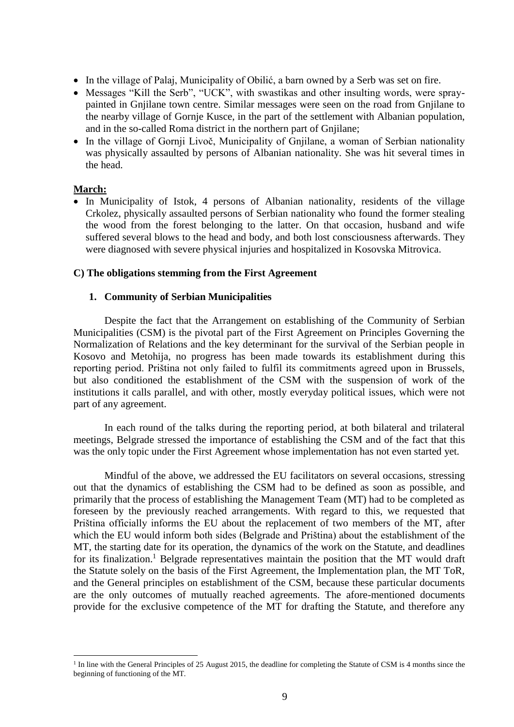- In the village of Palaj, Municipality of Obilić, a barn owned by a Serb was set on fire.
- Messages "Kill the Serb", "UCK", with swastikas and other insulting words, were spray-painted in Gnjilane town centre. Similar messages were seen on the road from Gnjilane to the nearby village of Gornje Kusce, in the part of the settlement with Albanian population, and in the so-called Roma district in the northern part of Gnjilane;
- In the village of Gornji Livoč, Municipality of Gnjilane, a woman of Serbian nationality was physically assaulted by persons of Albanian nationality. She was hit several times in the head.

**March:**

- In Municipality of Istok, 4 persons of Albanian nationality, residents of the village Crkolez, physically assaulted persons of Serbian nationality who found the former stealing the wood from the forest belonging to the latter. On that occasion, husband and wife suffered several blows to the head and body, and both lost consciousness afterwards. They were diagnosed with severe physical injuries and hospitalized in Kosovska Mitrovica.

### C) The obligations stemming from the First Agreement

#### 1. Community of Serbian Municipalities

Despite the fact that the Arrangement on establishing of the Community of Serbian Municipalities (CSM) is the pivotal part of the First Agreement on Principles Governing the Normalization of Relations and the key determinant for the survival of the Serbian people in Kosovo and Metohija, no progress has been made towards its establishment during this reporting period. Priština not only failed to fulfil its commitments agreed upon in Brussels, but also conditioned the establishment of the CSM with the suspension of work of the institutions it calls parallel, and with other, mostly everyday political issues, which were not part of any agreement.

In each round of the talks during the reporting period, at both bilateral and trilateral meetings, Belgrade stressed the importance of establishing the CSM and of the fact that this was the only topic under the First Agreement whose implementation has not even started yet.

Mindful of the above, we addressed the EU facilitators on several occasions, stressing out that the dynamics of establishing the CSM had to be defined as soon as possible, and primarily that the process of establishing the Management Team (MT) had to be completed as foreseen by the previously reached arrangements. With regard to this, we requested that Priština officially informs the EU about the replacement of two members of the MT, after which the EU would inform both sides (Belgrade and Priština) about the establishment of the MT, the starting date for its operation, the dynamics of the work on the Statute, and deadlines for its finalization.[1] Belgrade representatives maintain the position that the MT would draft the Statute solely on the basis of the First Agreement, the Implementation plan, the MT ToR, and the General principles on establishment of the CSM, because these particular documents are the only outcomes of mutually reached agreements. The afore-mentioned documents provide for the exclusive competence of the MT for drafting the Statute, and therefore any

[1] In line with the General Principles of 25 August 2015, the deadline for completing the Statute of CSM is 4 months since the beginning of functioning of the MT.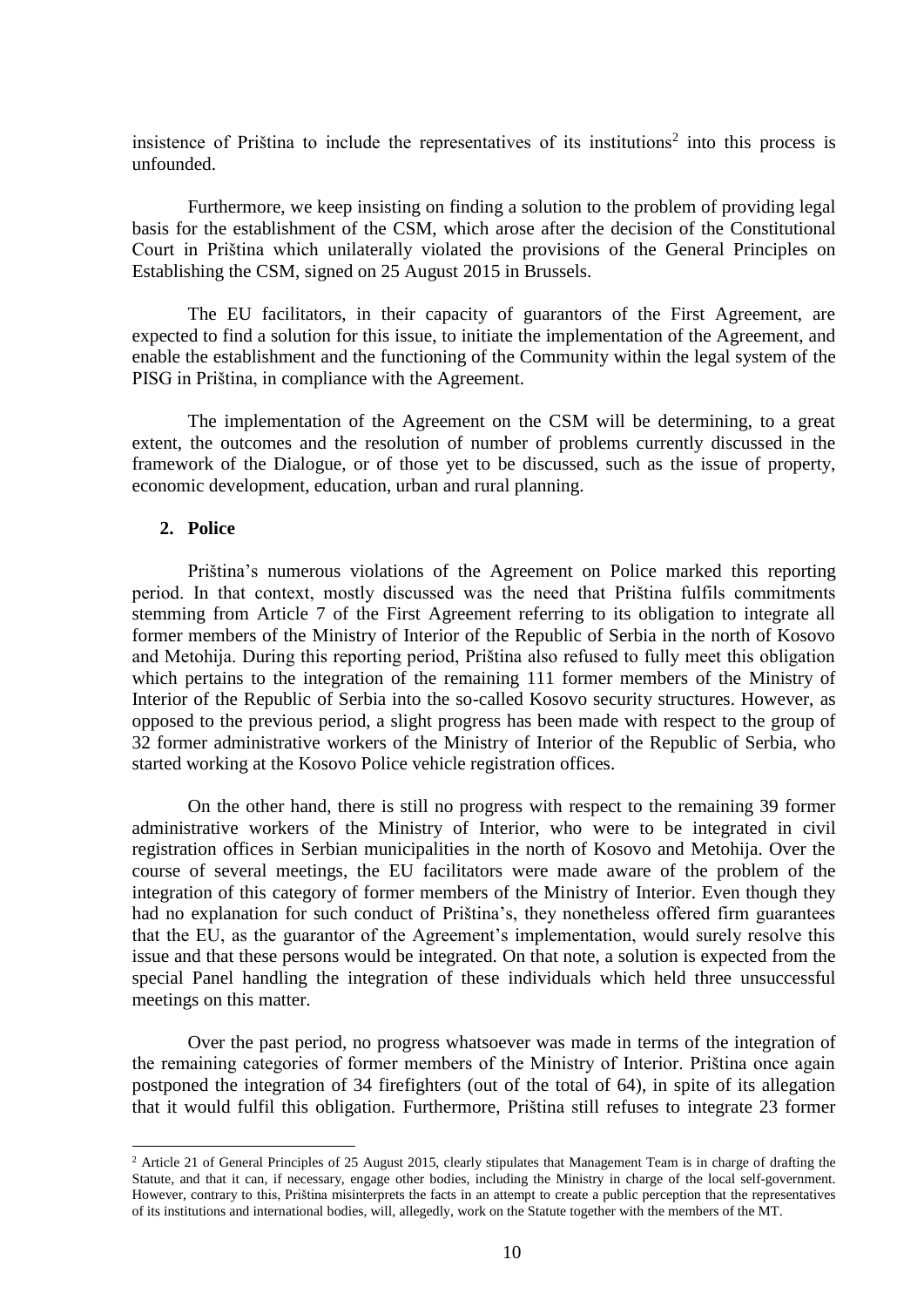insistence of Priština to include the representatives of its institutions[2] into this process is unfounded.

Furthermore, we keep insisting on finding a solution to the problem of providing legal basis for the establishment of the CSM, which arose after the decision of the Constitutional Court in Priština which unilaterally violated the provisions of the General Principles on Establishing the CSM, signed on 25 August 2015 in Brussels.

The EU facilitators, in their capacity of guarantors of the First Agreement, are expected to find a solution for this issue, to initiate the implementation of the Agreement, and enable the establishment and the functioning of the Community within the legal system of the PISG in Priština, in compliance with the Agreement.

The implementation of the Agreement on the CSM will be determining, to a great extent, the outcomes and the resolution of number of problems currently discussed in the framework of the Dialogue, or of those yet to be discussed, such as the issue of property, economic development, education, urban and rural planning.

## 2. Police

Priština's numerous violations of the Agreement on Police marked this reporting period. In that context, mostly discussed was the need that Priština fulfils commitments stemming from Article 7 of the First Agreement referring to its obligation to integrate all former members of the Ministry of Interior of the Republic of Serbia in the north of Kosovo and Metohija. During this reporting period, Priština also refused to fully meet this obligation which pertains to the integration of the remaining 111 former members of the Ministry of Interior of the Republic of Serbia into the so-called Kosovo security structures. However, as opposed to the previous period, a slight progress has been made with respect to the group of 32 former administrative workers of the Ministry of Interior of the Republic of Serbia, who started working at the Kosovo Police vehicle registration offices.

On the other hand, there is still no progress with respect to the remaining 39 former administrative workers of the Ministry of Interior, who were to be integrated in civil registration offices in Serbian municipalities in the north of Kosovo and Metohija. Over the course of several meetings, the EU facilitators were made aware of the problem of the integration of this category of former members of the Ministry of Interior. Even though they had no explanation for such conduct of Priština's, they nonetheless offered firm guarantees that the EU, as the guarantor of the Agreement's implementation, would surely resolve this issue and that these persons would be integrated. On that note, a solution is expected from the special Panel handling the integration of these individuals which held three unsuccessful meetings on this matter.

Over the past period, no progress whatsoever was made in terms of the integration of the remaining categories of former members of the Ministry of Interior. Priština once again postponed the integration of 34 firefighters (out of the total of 64), in spite of its allegation that it would fulfil this obligation. Furthermore, Priština still refuses to integrate 23 former

---

[2] Article 21 of General Principles of 25 August 2015, clearly stipulates that Management Team is in charge of drafting the Statute, and that it can, if necessary, engage other bodies, including the Ministry in charge of the local self-government. However, contrary to this, Priština misinterprets the facts in an attempt to create a public perception that the representatives of its institutions and international bodies, will, allegedly, work on the Statute together with the members of the MT.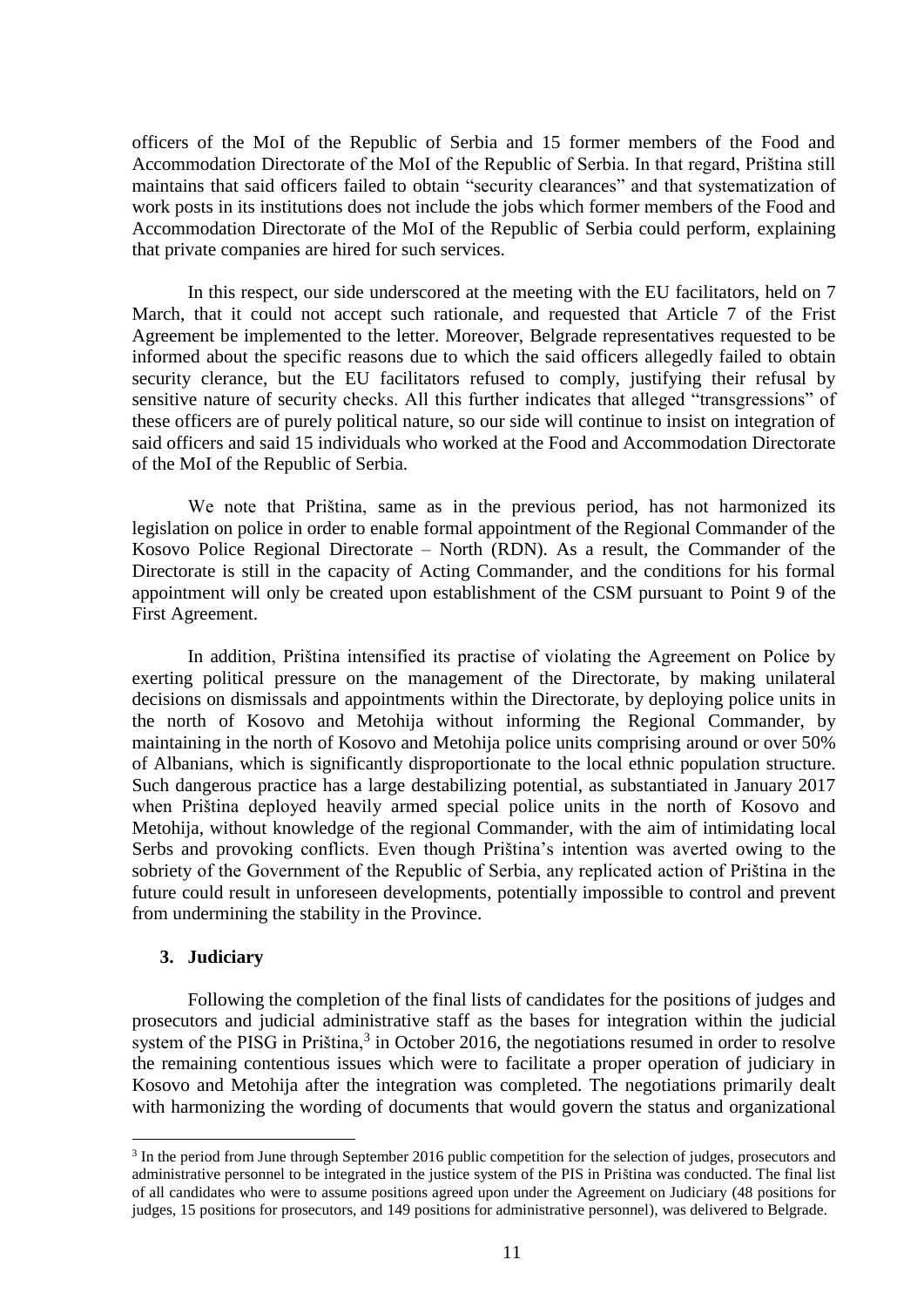officers of the MoI of the Republic of Serbia and 15 former members of the Food and Accommodation Directorate of the MoI of the Republic of Serbia. In that regard, Priština still maintains that said officers failed to obtain "security clearances" and that systematization of work posts in its institutions does not include the jobs which former members of the Food and Accommodation Directorate of the MoI of the Republic of Serbia could perform, explaining that private companies are hired for such services.

In this respect, our side underscored at the meeting with the EU facilitators, held on 7 March, that it could not accept such rationale, and requested that Article 7 of the Frist Agreement be implemented to the letter. Moreover, Belgrade representatives requested to be informed about the specific reasons due to which the said officers allegedly failed to obtain security clerance, but the EU facilitators refused to comply, justifying their refusal by sensitive nature of security checks. All this further indicates that alleged "transgressions" of these officers are of purely political nature, so our side will continue to insist on integration of said officers and said 15 individuals who worked at the Food and Accommodation Directorate of the MoI of the Republic of Serbia.

We note that Priština, same as in the previous period, has not harmonized its legislation on police in order to enable formal appointment of the Regional Commander of the Kosovo Police Regional Directorate – North (RDN). As a result, the Commander of the Directorate is still in the capacity of Acting Commander, and the conditions for his formal appointment will only be created upon establishment of the CSM pursuant to Point 9 of the First Agreement.

In addition, Priština intensified its practise of violating the Agreement on Police by exerting political pressure on the management of the Directorate, by making unilateral decisions on dismissals and appointments within the Directorate, by deploying police units in the north of Kosovo and Metohija without informing the Regional Commander, by maintaining in the north of Kosovo and Metohija police units comprising around or over 50% of Albanians, which is significantly disproportionate to the local ethnic population structure. Such dangerous practice has a large destabilizing potential, as substantiated in January 2017 when Priština deployed heavily armed special police units in the north of Kosovo and Metohija, without knowledge of the regional Commander, with the aim of intimidating local Serbs and provoking conflicts. Even though Priština's intention was averted owing to the sobriety of the Government of the Republic of Serbia, any replicated action of Priština in the future could result in unforeseen developments, potentially impossible to control and prevent from undermining the stability in the Province.

### 3. Judiciary

Following the completion of the final lists of candidates for the positions of judges and prosecutors and judicial administrative staff as the bases for integration within the judicial system of the PISG in Priština,[3] in October 2016, the negotiations resumed in order to resolve the remaining contentious issues which were to facilitate a proper operation of judiciary in Kosovo and Metohija after the integration was completed. The negotiations primarily dealt with harmonizing the wording of documents that would govern the status and organizational

---

[3] In the period from June through September 2016 public competition for the selection of judges, prosecutors and administrative personnel to be integrated in the justice system of the PIS in Priština was conducted. The final list of all candidates who were to assume positions agreed upon under the Agreement on Judiciary (48 positions for judges, 15 positions for prosecutors, and 149 positions for administrative personnel), was delivered to Belgrade.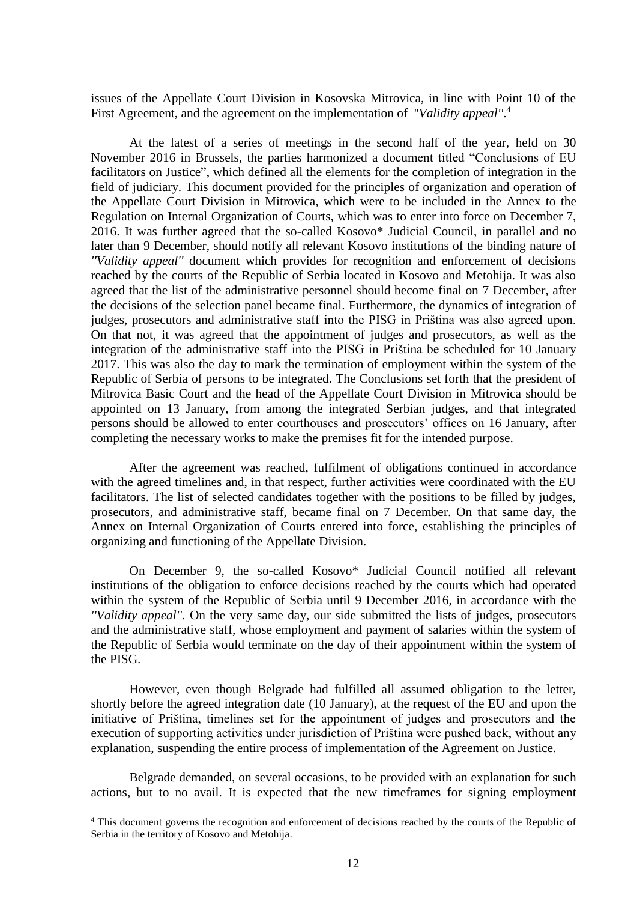issues of the Appellate Court Division in Kosovska Mitrovica, in line with Point 10 of the First Agreement, and the agreement on the implementation of *"Validity appeal"*.[4]

At the latest of a series of meetings in the second half of the year, held on 30 November 2016 in Brussels, the parties harmonized a document titled "Conclusions of EU facilitators on Justice", which defined all the elements for the completion of integration in the field of judiciary. This document provided for the principles of organization and operation of the Appellate Court Division in Mitrovica, which were to be included in the Annex to the Regulation on Internal Organization of Courts, which was to enter into force on December 7, 2016. It was further agreed that the so-called Kosovo* Judicial Council, in parallel and no later than 9 December, should notify all relevant Kosovo institutions of the binding nature of *"Validity appeal"* document which provides for recognition and enforcement of decisions reached by the courts of the Republic of Serbia located in Kosovo and Metohija. It was also agreed that the list of the administrative personnel should become final on 7 December, after the decisions of the selection panel became final. Furthermore, the dynamics of integration of judges, prosecutors and administrative staff into the PISG in Priština was also agreed upon. On that not, it was agreed that the appointment of judges and prosecutors, as well as the integration of the administrative staff into the PISG in Priština be scheduled for 10 January 2017. This was also the day to mark the termination of employment within the system of the Republic of Serbia of persons to be integrated. The Conclusions set forth that the president of Mitrovica Basic Court and the head of the Appellate Court Division in Mitrovica should be appointed on 13 January, from among the integrated Serbian judges, and that integrated persons should be allowed to enter courthouses and prosecutors' offices on 16 January, after completing the necessary works to make the premises fit for the intended purpose.

After the agreement was reached, fulfilment of obligations continued in accordance with the agreed timelines and, in that respect, further activities were coordinated with the EU facilitators. The list of selected candidates together with the positions to be filled by judges, prosecutors, and administrative staff, became final on 7 December. On that same day, the Annex on Internal Organization of Courts entered into force, establishing the principles of organizing and functioning of the Appellate Division.

On December 9, the so-called Kosovo* Judicial Council notified all relevant institutions of the obligation to enforce decisions reached by the courts which had operated within the system of the Republic of Serbia until 9 December 2016, in accordance with the *"Validity appeal"*. On the very same day, our side submitted the lists of judges, prosecutors and the administrative staff, whose employment and payment of salaries within the system of the Republic of Serbia would terminate on the day of their appointment within the system of the PISG.

However, even though Belgrade had fulfilled all assumed obligation to the letter, shortly before the agreed integration date (10 January), at the request of the EU and upon the initiative of Priština, timelines set for the appointment of judges and prosecutors and the execution of supporting activities under jurisdiction of Priština were pushed back, without any explanation, suspending the entire process of implementation of the Agreement on Justice.

Belgrade demanded, on several occasions, to be provided with an explanation for such actions, but to no avail. It is expected that the new timeframes for signing employment

---

[4] This document governs the recognition and enforcement of decisions reached by the courts of the Republic of Serbia in the territory of Kosovo and Metohija.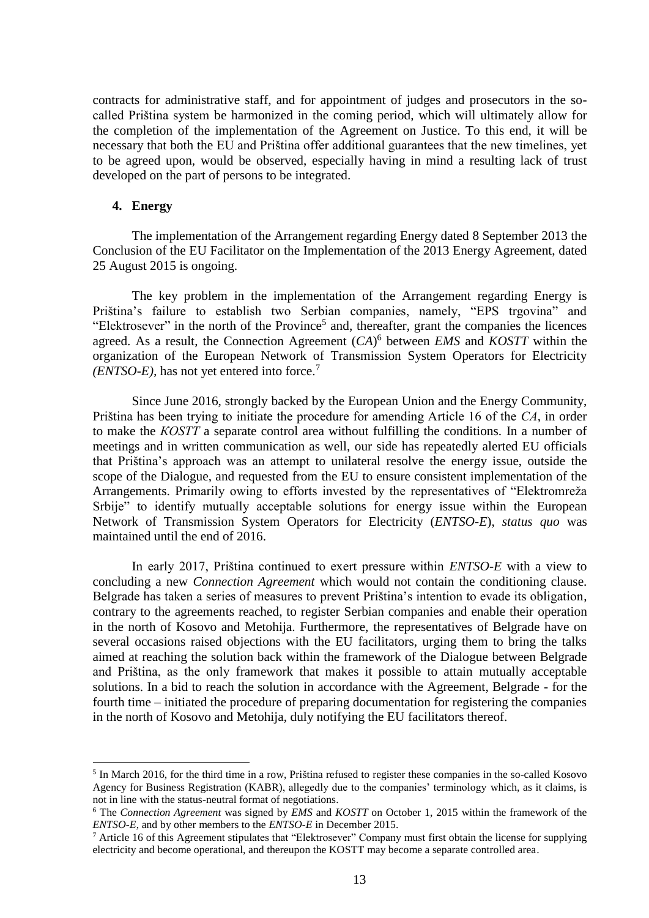contracts for administrative staff, and for appointment of judges and prosecutors in the so-called Priština system be harmonized in the coming period, which will ultimately allow for the completion of the implementation of the Agreement on Justice. To this end, it will be necessary that both the EU and Priština offer additional guarantees that the new timelines, yet to be agreed upon, would be observed, especially having in mind a resulting lack of trust developed on the part of persons to be integrated.

## 4. Energy

The implementation of the Arrangement regarding Energy dated 8 September 2013 the Conclusion of the EU Facilitator on the Implementation of the 2013 Energy Agreement, dated 25 August 2015 is ongoing.

The key problem in the implementation of the Arrangement regarding Energy is Priština's failure to establish two Serbian companies, namely, "EPS trgovina" and "Elektrosever" in the north of the Province[5] and, thereafter, grant the companies the licences agreed. As a result, the Connection Agreement (*CA*)[6] between *EMS* and *KOSTT* within the organization of the European Network of Transmission System Operators for Electricity *(ENTSO-E)*, has not yet entered into force.[7]

Since June 2016, strongly backed by the European Union and the Energy Community, Priština has been trying to initiate the procedure for amending Article 16 of the *CA*, in order to make the *KOSTT* a separate control area without fulfilling the conditions. In a number of meetings and in written communication as well, our side has repeatedly alerted EU officials that Priština's approach was an attempt to unilateral resolve the energy issue, outside the scope of the Dialogue, and requested from the EU to ensure consistent implementation of the Arrangements. Primarily owing to efforts invested by the representatives of "Elektromreža Srbije" to identify mutually acceptable solutions for energy issue within the European Network of Transmission System Operators for Electricity (*ENTSO-E*), *status quo* was maintained until the end of 2016.

In early 2017, Priština continued to exert pressure within *ENTSO-E* with a view to concluding a new *Connection Agreement* which would not contain the conditioning clause. Belgrade has taken a series of measures to prevent Priština's intention to evade its obligation, contrary to the agreements reached, to register Serbian companies and enable their operation in the north of Kosovo and Metohija. Furthermore, the representatives of Belgrade have on several occasions raised objections with the EU facilitators, urging them to bring the talks aimed at reaching the solution back within the framework of the Dialogue between Belgrade and Priština, as the only framework that makes it possible to attain mutually acceptable solutions. In a bid to reach the solution in accordance with the Agreement, Belgrade - for the fourth time – initiated the procedure of preparing documentation for registering the companies in the north of Kosovo and Metohija, duly notifying the EU facilitators thereof.

---

[5] In March 2016, for the third time in a row, Priština refused to register these companies in the so-called Kosovo Agency for Business Registration (KABR), allegedly due to the companies' terminology which, as it claims, is not in line with the status-neutral format of negotiations.

[6] The *Connection Agreement* was signed by *EMS* and *KOSTT* on October 1, 2015 within the framework of the *ENTSO-E*, and by other members to the *ENTSO-E* in December 2015.

[7] Article 16 of this Agreement stipulates that "Elektrosever" Company must first obtain the license for supplying electricity and become operational, and thereupon the KOSTT may become a separate controlled area.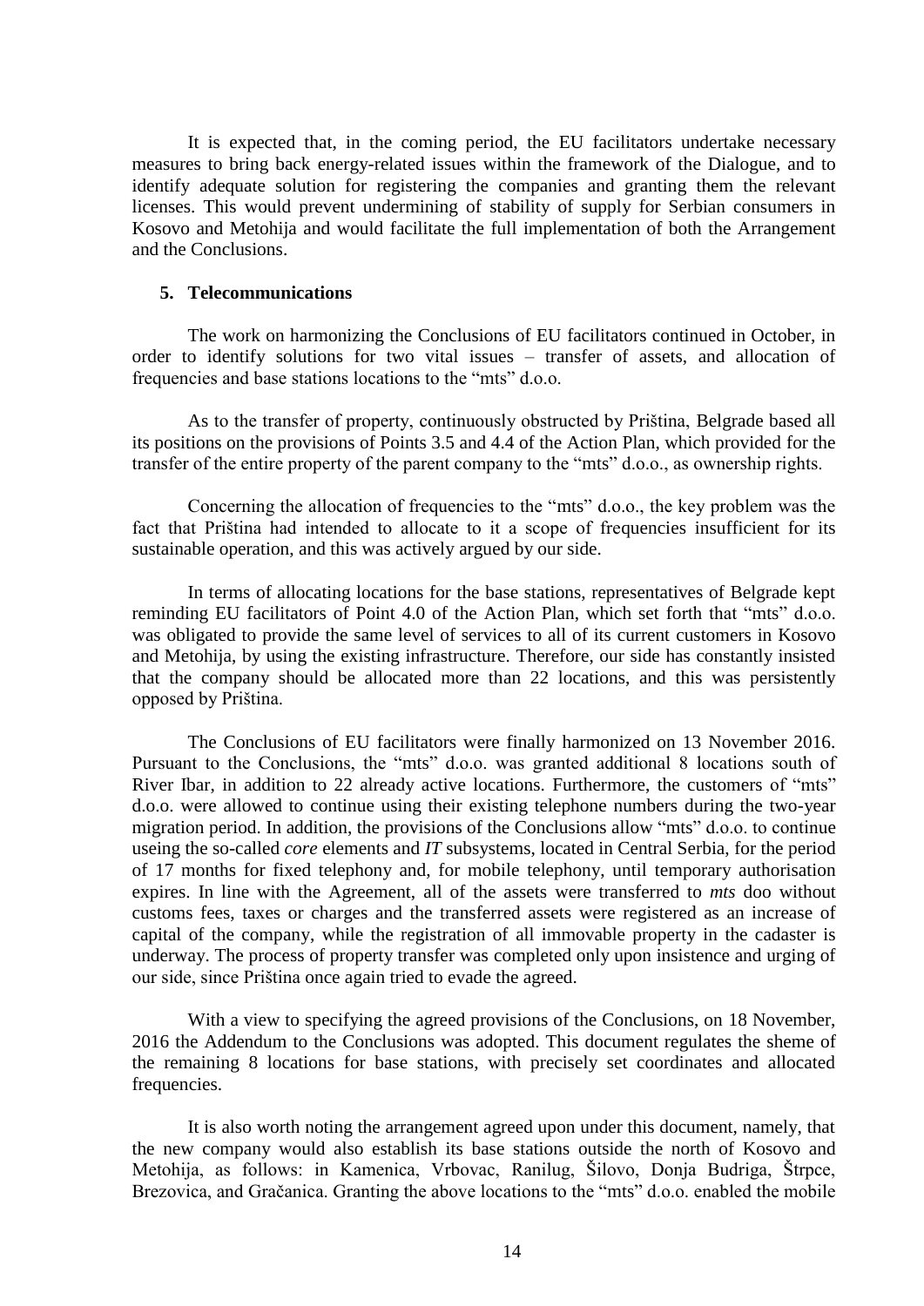It is expected that, in the coming period, the EU facilitators undertake necessary measures to bring back energy-related issues within the framework of the Dialogue, and to identify adequate solution for registering the companies and granting them the relevant licenses. This would prevent undermining of stability of supply for Serbian consumers in Kosovo and Metohija and would facilitate the full implementation of both the Arrangement and the Conclusions.

## 5. Telecommunications

The work on harmonizing the Conclusions of EU facilitators continued in October, in order to identify solutions for two vital issues – transfer of assets, and allocation of frequencies and base stations locations to the "mts" d.o.o.

As to the transfer of property, continuously obstructed by Priština, Belgrade based all its positions on the provisions of Points 3.5 and 4.4 of the Action Plan, which provided for the transfer of the entire property of the parent company to the "mts" d.o.o., as ownership rights.

Concerning the allocation of frequencies to the "mts" d.o.o., the key problem was the fact that Priština had intended to allocate to it a scope of frequencies insufficient for its sustainable operation, and this was actively argued by our side.

In terms of allocating locations for the base stations, representatives of Belgrade kept reminding EU facilitators of Point 4.0 of the Action Plan, which set forth that "mts" d.o.o. was obligated to provide the same level of services to all of its current customers in Kosovo and Metohija, by using the existing infrastructure. Therefore, our side has constantly insisted that the company should be allocated more than 22 locations, and this was persistently opposed by Priština.

The Conclusions of EU facilitators were finally harmonized on 13 November 2016. Pursuant to the Conclusions, the "mts" d.o.o. was granted additional 8 locations south of River Ibar, in addition to 22 already active locations. Furthermore, the customers of "mts" d.o.o. were allowed to continue using their existing telephone numbers during the two-year migration period. In addition, the provisions of the Conclusions allow "mts" d.o.o. to continue useing the so-called *core* elements and *IT* subsystems, located in Central Serbia, for the period of 17 months for fixed telephony and, for mobile telephony, until temporary authorisation expires. In line with the Agreement, all of the assets were transferred to *mts* doo without customs fees, taxes or charges and the transferred assets were registered as an increase of capital of the company, while the registration of all immovable property in the cadaster is underway. The process of property transfer was completed only upon insistence and urging of our side, since Priština once again tried to evade the agreed.

With a view to specifying the agreed provisions of the Conclusions, on 18 November, 2016 the Addendum to the Conclusions was adopted. This document regulates the sheme of the remaining 8 locations for base stations, with precisely set coordinates and allocated frequencies.

It is also worth noting the arrangement agreed upon under this document, namely, that the new company would also establish its base stations outside the north of Kosovo and Metohija, as follows: in Kamenica, Vrbovac, Ranilug, Šilovo, Donja Budriga, Štrpce, Brezovica, and Gračanica. Granting the above locations to the "mts" d.o.o. enabled the mobile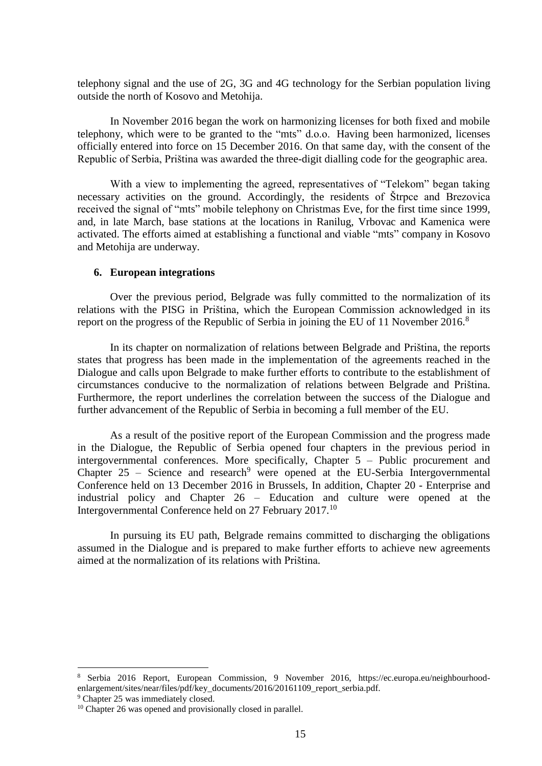telephony signal and the use of 2G, 3G and 4G technology for the Serbian population living outside the north of Kosovo and Metohija.

In November 2016 began the work on harmonizing licenses for both fixed and mobile telephony, which were to be granted to the "mts" d.o.o. Having been harmonized, licenses officially entered into force on 15 December 2016. On that same day, with the consent of the Republic of Serbia, Priština was awarded the three-digit dialling code for the geographic area.

With a view to implementing the agreed, representatives of "Telekom" began taking necessary activities on the ground. Accordingly, the residents of Štrpce and Brezovica received the signal of "mts" mobile telephony on Christmas Eve, for the first time since 1999, and, in late March, base stations at the locations in Ranilug, Vrbovac and Kamenica were activated. The efforts aimed at establishing a functional and viable "mts" company in Kosovo and Metohija are underway.

### 6. European integrations

Over the previous period, Belgrade was fully committed to the normalization of its relations with the PISG in Priština, which the European Commission acknowledged in its report on the progress of the Republic of Serbia in joining the EU of 11 November 2016.[8]

In its chapter on normalization of relations between Belgrade and Priština, the reports states that progress has been made in the implementation of the agreements reached in the Dialogue and calls upon Belgrade to make further efforts to contribute to the establishment of circumstances conducive to the normalization of relations between Belgrade and Priština. Furthermore, the report underlines the correlation between the success of the Dialogue and further advancement of the Republic of Serbia in becoming a full member of the EU.

As a result of the positive report of the European Commission and the progress made in the Dialogue, the Republic of Serbia opened four chapters in the previous period in intergovernmental conferences. More specifically, Chapter 5 – Public procurement and Chapter 25 – Science and research[9] were opened at the EU-Serbia Intergovernmental Conference held on 13 December 2016 in Brussels, In addition, Chapter 20 - Enterprise and industrial policy and Chapter 26 – Education and culture were opened at the Intergovernmental Conference held on 27 February 2017.[10]

In pursuing its EU path, Belgrade remains committed to discharging the obligations assumed in the Dialogue and is prepared to make further efforts to achieve new agreements aimed at the normalization of its relations with Priština.

---

[8] Serbia 2016 Report, European Commission, 9 November 2016, https://ec.europa.eu/neighbourhood-enlargement/sites/near/files/pdf/key_documents/2016/20161109_report_serbia.pdf.

[9] Chapter 25 was immediately closed.

[10] Chapter 26 was opened and provisionally closed in parallel.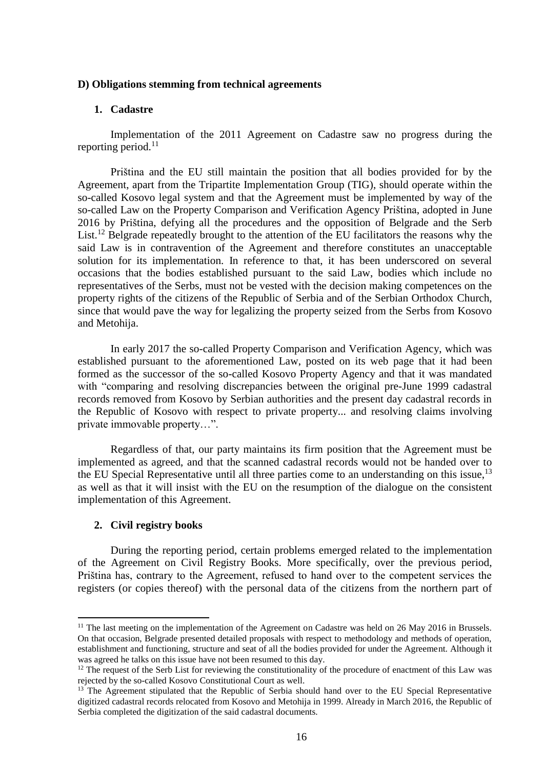**D) Obligations stemming from technical agreements**

**1. Cadastre**

Implementation of the 2011 Agreement on Cadastre saw no progress during the reporting period.[11]

Priština and the EU still maintain the position that all bodies provided for by the Agreement, apart from the Tripartite Implementation Group (TIG), should operate within the so-called Kosovo legal system and that the Agreement must be implemented by way of the so-called Law on the Property Comparison and Verification Agency Priština, adopted in June 2016 by Priština, defying all the procedures and the opposition of Belgrade and the Serb List.[12] Belgrade repeatedly brought to the attention of the EU facilitators the reasons why the said Law is in contravention of the Agreement and therefore constitutes an unacceptable solution for its implementation. In reference to that, it has been underscored on several occasions that the bodies established pursuant to the said Law, bodies which include no representatives of the Serbs, must not be vested with the decision making competences on the property rights of the citizens of the Republic of Serbia and of the Serbian Orthodox Church, since that would pave the way for legalizing the property seized from the Serbs from Kosovo and Metohija.

In early 2017 the so-called Property Comparison and Verification Agency, which was established pursuant to the aforementioned Law, posted on its web page that it had been formed as the successor of the so-called Kosovo Property Agency and that it was mandated with "comparing and resolving discrepancies between the original pre-June 1999 cadastral records removed from Kosovo by Serbian authorities and the present day cadastral records in the Republic of Kosovo with respect to private property... and resolving claims involving private immovable property…".

Regardless of that, our party maintains its firm position that the Agreement must be implemented as agreed, and that the scanned cadastral records would not be handed over to the EU Special Representative until all three parties come to an understanding on this issue,[13] as well as that it will insist with the EU on the resumption of the dialogue on the consistent implementation of this Agreement.

**2. Civil registry books**

During the reporting period, certain problems emerged related to the implementation of the Agreement on Civil Registry Books. More specifically, over the previous period, Priština has, contrary to the Agreement, refused to hand over to the competent services the registers (or copies thereof) with the personal data of the citizens from the northern part of

---

[11] The last meeting on the implementation of the Agreement on Cadastre was held on 26 May 2016 in Brussels. On that occasion, Belgrade presented detailed proposals with respect to methodology and methods of operation, establishment and functioning, structure and seat of all the bodies provided for under the Agreement. Although it was agreed he talks on this issue have not been resumed to this day.

[12] The request of the Serb List for reviewing the constitutionality of the procedure of enactment of this Law was rejected by the so-called Kosovo Constitutional Court as well.

[13] The Agreement stipulated that the Republic of Serbia should hand over to the EU Special Representative digitized cadastral records relocated from Kosovo and Metohija in 1999. Already in March 2016, the Republic of Serbia completed the digitization of the said cadastral documents.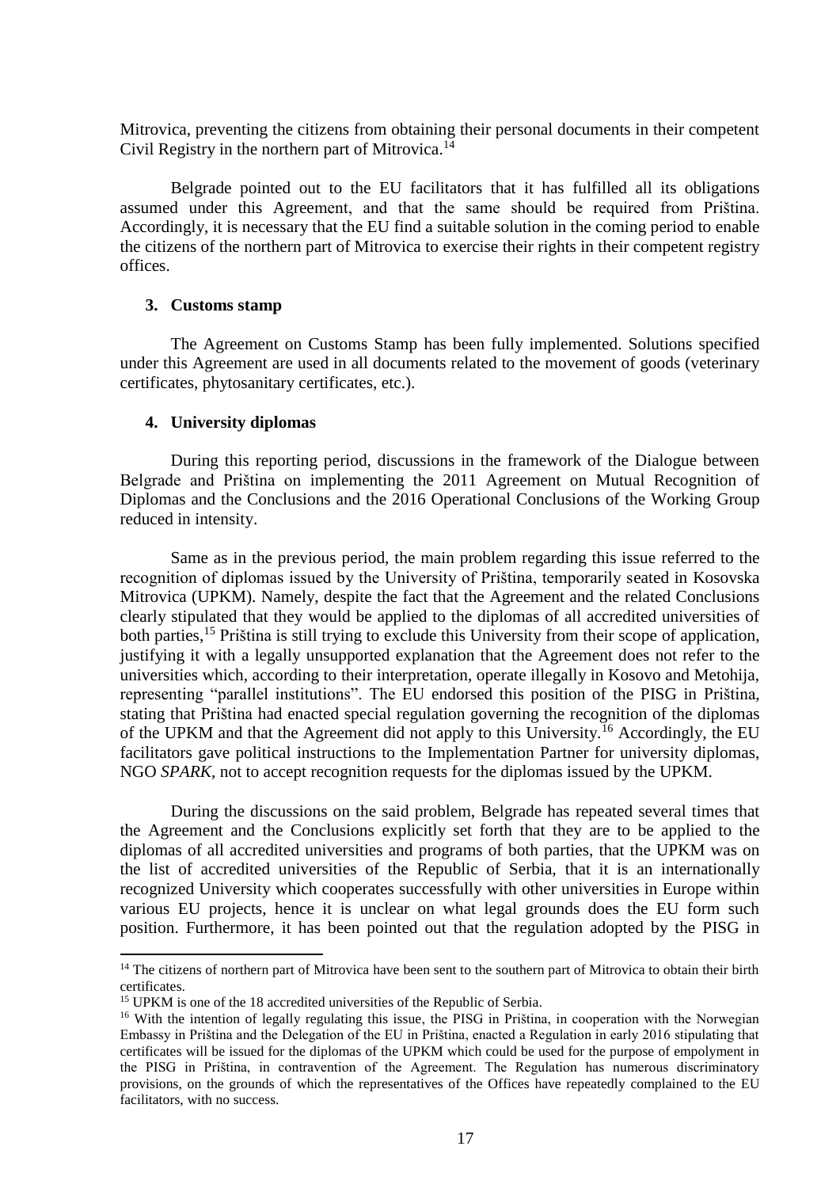Mitrovica, preventing the citizens from obtaining their personal documents in their competent Civil Registry in the northern part of Mitrovica.[14]

Belgrade pointed out to the EU facilitators that it has fulfilled all its obligations assumed under this Agreement, and that the same should be required from Priština. Accordingly, it is necessary that the EU find a suitable solution in the coming period to enable the citizens of the northern part of Mitrovica to exercise their rights in their competent registry offices.

### 3. Customs stamp

The Agreement on Customs Stamp has been fully implemented. Solutions specified under this Agreement are used in all documents related to the movement of goods (veterinary certificates, phytosanitary certificates, etc.).

### 4. University diplomas

During this reporting period, discussions in the framework of the Dialogue between Belgrade and Priština on implementing the 2011 Agreement on Mutual Recognition of Diplomas and the Conclusions and the 2016 Operational Conclusions of the Working Group reduced in intensity.

Same as in the previous period, the main problem regarding this issue referred to the recognition of diplomas issued by the University of Priština, temporarily seated in Kosovska Mitrovica (UPKM). Namely, despite the fact that the Agreement and the related Conclusions clearly stipulated that they would be applied to the diplomas of all accredited universities of both parties,[15] Priština is still trying to exclude this University from their scope of application, justifying it with a legally unsupported explanation that the Agreement does not refer to the universities which, according to their interpretation, operate illegally in Kosovo and Metohija, representing "parallel institutions". The EU endorsed this position of the PISG in Priština, stating that Priština had enacted special regulation governing the recognition of the diplomas of the UPKM and that the Agreement did not apply to this University.[16] Accordingly, the EU facilitators gave political instructions to the Implementation Partner for university diplomas, NGO *SPARK*, not to accept recognition requests for the diplomas issued by the UPKM.

During the discussions on the said problem, Belgrade has repeated several times that the Agreement and the Conclusions explicitly set forth that they are to be applied to the diplomas of all accredited universities and programs of both parties, that the UPKM was on the list of accredited universities of the Republic of Serbia, that it is an internationally recognized University which cooperates successfully with other universities in Europe within various EU projects, hence it is unclear on what legal grounds does the EU form such position. Furthermore, it has been pointed out that the regulation adopted by the PISG in

---

[14] The citizens of northern part of Mitrovica have been sent to the southern part of Mitrovica to obtain their birth certificates.

[15] UPKM is one of the 18 accredited universities of the Republic of Serbia.

[16] With the intention of legally regulating this issue, the PISG in Priština, in cooperation with the Norwegian Embassy in Priština and the Delegation of the EU in Priština, enacted a Regulation in early 2016 stipulating that certificates will be issued for the diplomas of the UPKM which could be used for the purpose of empolyment in the PISG in Priština, in contravention of the Agreement. The Regulation has numerous discriminatory provisions, on the grounds of which the representatives of the Offices have repeatedly complained to the EU facilitators, with no success.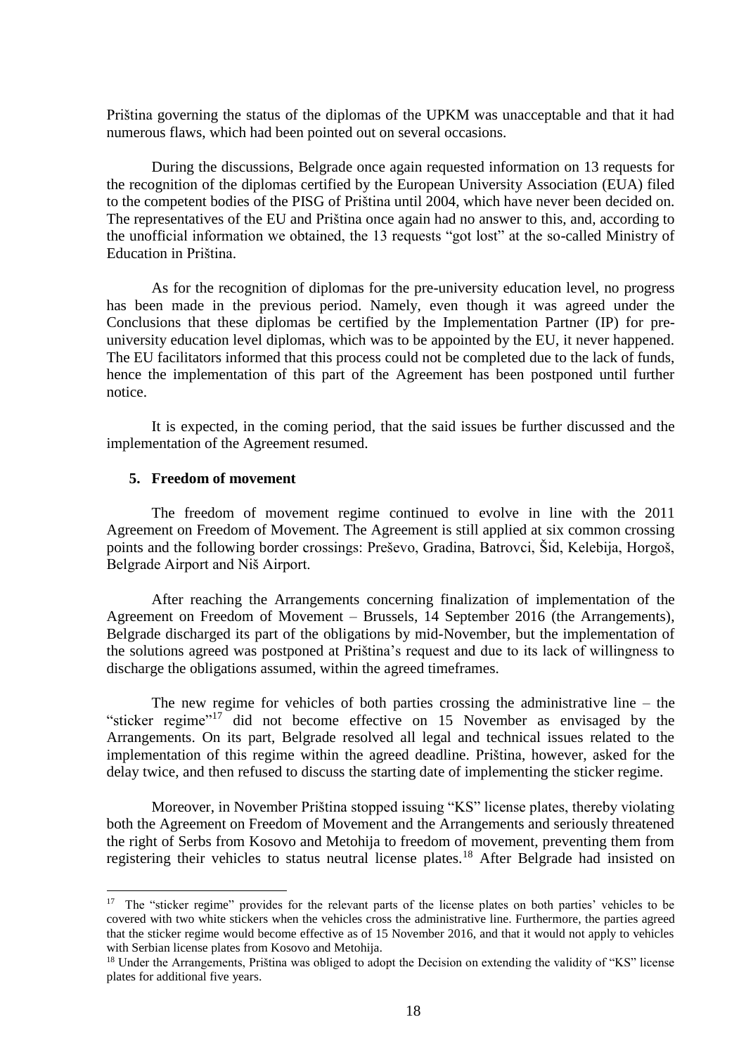Priština governing the status of the diplomas of the UPKM was unacceptable and that it had numerous flaws, which had been pointed out on several occasions.

During the discussions, Belgrade once again requested information on 13 requests for the recognition of the diplomas certified by the European University Association (EUA) filed to the competent bodies of the PISG of Priština until 2004, which have never been decided on. The representatives of the EU and Priština once again had no answer to this, and, according to the unofficial information we obtained, the 13 requests "got lost" at the so-called Ministry of Education in Priština.

As for the recognition of diplomas for the pre-university education level, no progress has been made in the previous period. Namely, even though it was agreed under the Conclusions that these diplomas be certified by the Implementation Partner (IP) for pre-university education level diplomas, which was to be appointed by the EU, it never happened. The EU facilitators informed that this process could not be completed due to the lack of funds, hence the implementation of this part of the Agreement has been postponed until further notice.

It is expected, in the coming period, that the said issues be further discussed and the implementation of the Agreement resumed.

### 5. Freedom of movement

The freedom of movement regime continued to evolve in line with the 2011 Agreement on Freedom of Movement. The Agreement is still applied at six common crossing points and the following border crossings: Preševo, Gradina, Batrovci, Šid, Kelebija, Horgoš, Belgrade Airport and Niš Airport.

After reaching the Arrangements concerning finalization of implementation of the Agreement on Freedom of Movement – Brussels, 14 September 2016 (the Arrangements), Belgrade discharged its part of the obligations by mid-November, but the implementation of the solutions agreed was postponed at Priština's request and due to its lack of willingness to discharge the obligations assumed, within the agreed timeframes.

The new regime for vehicles of both parties crossing the administrative line – the "sticker regime"[17] did not become effective on 15 November as envisaged by the Arrangements. On its part, Belgrade resolved all legal and technical issues related to the implementation of this regime within the agreed deadline. Priština, however, asked for the delay twice, and then refused to discuss the starting date of implementing the sticker regime.

Moreover, in November Priština stopped issuing "KS" license plates, thereby violating both the Agreement on Freedom of Movement and the Arrangements and seriously threatened the right of Serbs from Kosovo and Metohija to freedom of movement, preventing them from registering their vehicles to status neutral license plates.[18] After Belgrade had insisted on

---

[17] The "sticker regime" provides for the relevant parts of the license plates on both parties' vehicles to be covered with two white stickers when the vehicles cross the administrative line. Furthermore, the parties agreed that the sticker regime would become effective as of 15 November 2016, and that it would not apply to vehicles with Serbian license plates from Kosovo and Metohija.

[18] Under the Arrangements, Priština was obliged to adopt the Decision on extending the validity of "KS" license plates for additional five years.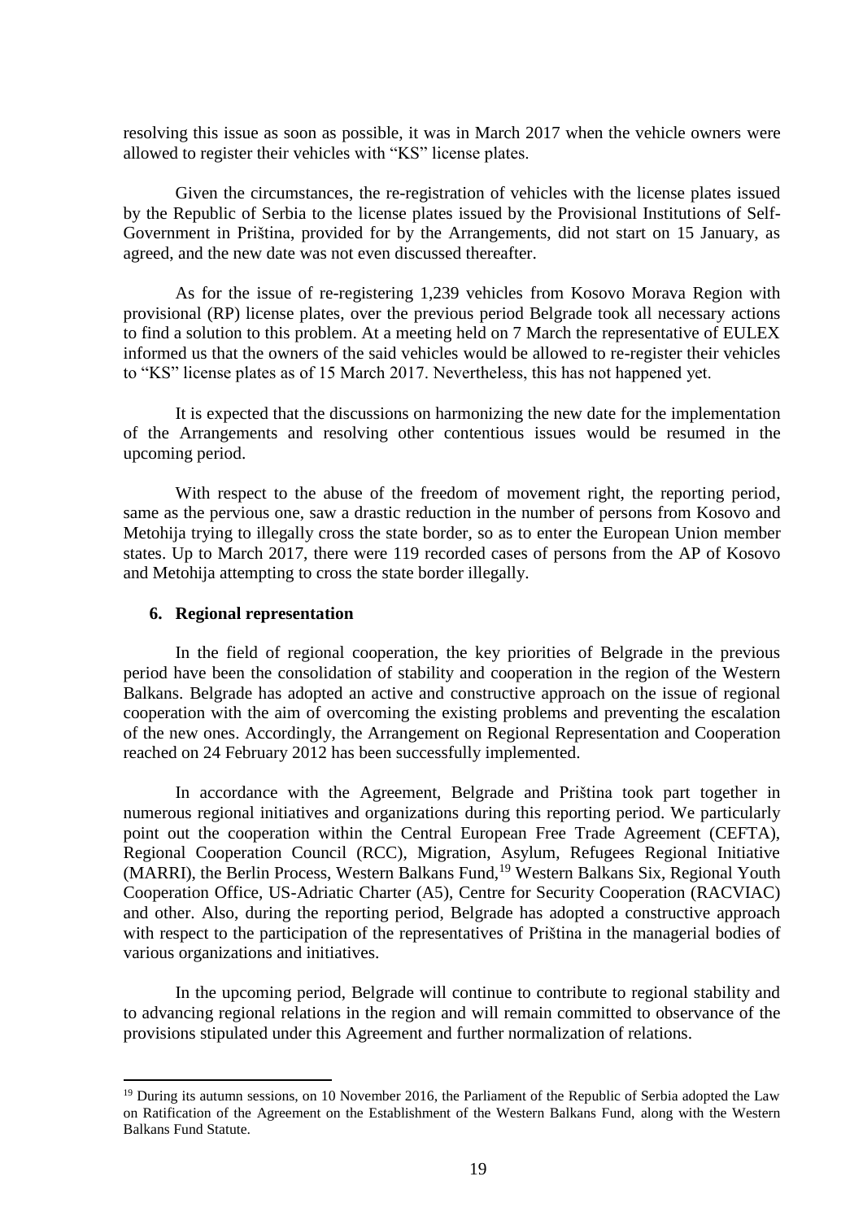resolving this issue as soon as possible, it was in March 2017 when the vehicle owners were allowed to register their vehicles with "KS" license plates.

Given the circumstances, the re-registration of vehicles with the license plates issued by the Republic of Serbia to the license plates issued by the Provisional Institutions of Self-Government in Priština, provided for by the Arrangements, did not start on 15 January, as agreed, and the new date was not even discussed thereafter.

As for the issue of re-registering 1,239 vehicles from Kosovo Morava Region with provisional (RP) license plates, over the previous period Belgrade took all necessary actions to find a solution to this problem. At a meeting held on 7 March the representative of EULEX informed us that the owners of the said vehicles would be allowed to re-register their vehicles to "KS" license plates as of 15 March 2017. Nevertheless, this has not happened yet.

It is expected that the discussions on harmonizing the new date for the implementation of the Arrangements and resolving other contentious issues would be resumed in the upcoming period.

With respect to the abuse of the freedom of movement right, the reporting period, same as the pervious one, saw a drastic reduction in the number of persons from Kosovo and Metohija trying to illegally cross the state border, so as to enter the European Union member states. Up to March 2017, there were 119 recorded cases of persons from the AP of Kosovo and Metohija attempting to cross the state border illegally.

**6. Regional representation**

In the field of regional cooperation, the key priorities of Belgrade in the previous period have been the consolidation of stability and cooperation in the region of the Western Balkans. Belgrade has adopted an active and constructive approach on the issue of regional cooperation with the aim of overcoming the existing problems and preventing the escalation of the new ones. Accordingly, the Arrangement on Regional Representation and Cooperation reached on 24 February 2012 has been successfully implemented.

In accordance with the Agreement, Belgrade and Priština took part together in numerous regional initiatives and organizations during this reporting period. We particularly point out the cooperation within the Central European Free Trade Agreement (CEFTA), Regional Cooperation Council (RCC), Migration, Asylum, Refugees Regional Initiative (MARRI), the Berlin Process, Western Balkans Fund,[19] Western Balkans Six, Regional Youth Cooperation Office, US-Adriatic Charter (A5), Centre for Security Cooperation (RACVIAC) and other. Also, during the reporting period, Belgrade has adopted a constructive approach with respect to the participation of the representatives of Priština in the managerial bodies of various organizations and initiatives.

In the upcoming period, Belgrade will continue to contribute to regional stability and to advancing regional relations in the region and will remain committed to observance of the provisions stipulated under this Agreement and further normalization of relations.

[19] During its autumn sessions, on 10 November 2016, the Parliament of the Republic of Serbia adopted the Law on Ratification of the Agreement on the Establishment of the Western Balkans Fund, along with the Western Balkans Fund Statute.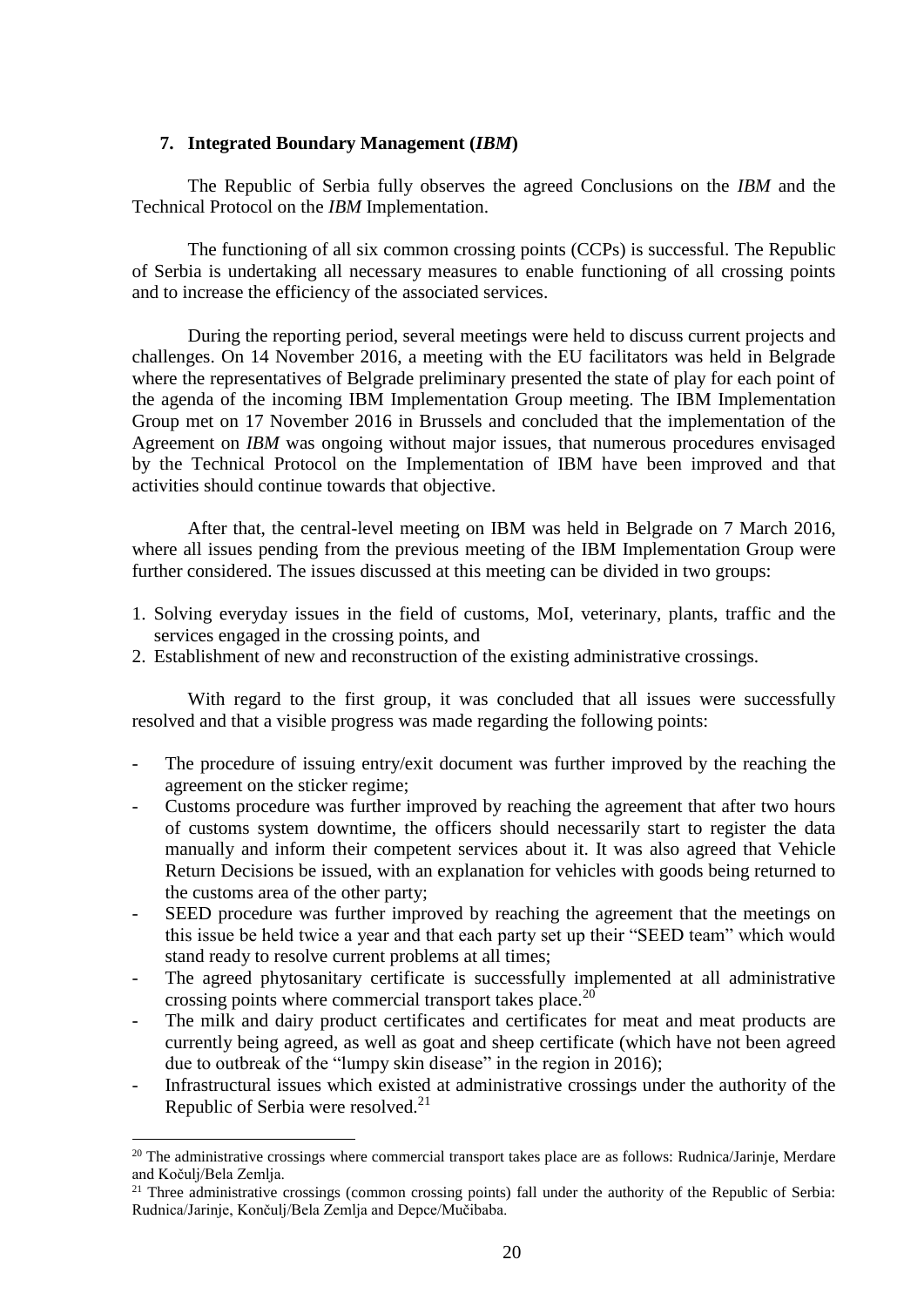## 7. Integrated Boundary Management (*IBM*)

The Republic of Serbia fully observes the agreed Conclusions on the *IBM* and the Technical Protocol on the *IBM* Implementation.

The functioning of all six common crossing points (CCPs) is successful. The Republic of Serbia is undertaking all necessary measures to enable functioning of all crossing points and to increase the efficiency of the associated services.

During the reporting period, several meetings were held to discuss current projects and challenges. On 14 November 2016, a meeting with the EU facilitators was held in Belgrade where the representatives of Belgrade preliminary presented the state of play for each point of the agenda of the incoming IBM Implementation Group meeting. The IBM Implementation Group met on 17 November 2016 in Brussels and concluded that the implementation of the Agreement on *IBM* was ongoing without major issues, that numerous procedures envisaged by the Technical Protocol on the Implementation of IBM have been improved and that activities should continue towards that objective.

After that, the central-level meeting on IBM was held in Belgrade on 7 March 2016, where all issues pending from the previous meeting of the IBM Implementation Group were further considered. The issues discussed at this meeting can be divided in two groups:

1. Solving everyday issues in the field of customs, MoI, veterinary, plants, traffic and the services engaged in the crossing points, and
2. Establishment of new and reconstruction of the existing administrative crossings.

With regard to the first group, it was concluded that all issues were successfully resolved and that a visible progress was made regarding the following points:

- The procedure of issuing entry/exit document was further improved by the reaching the agreement on the sticker regime;
- Customs procedure was further improved by reaching the agreement that after two hours of customs system downtime, the officers should necessarily start to register the data manually and inform their competent services about it. It was also agreed that Vehicle Return Decisions be issued, with an explanation for vehicles with goods being returned to the customs area of the other party;
- SEED procedure was further improved by reaching the agreement that the meetings on this issue be held twice a year and that each party set up their "SEED team" which would stand ready to resolve current problems at all times;
- The agreed phytosanitary certificate is successfully implemented at all administrative crossing points where commercial transport takes place.[20]
- The milk and dairy product certificates and certificates for meat and meat products are currently being agreed, as well as goat and sheep certificate (which have not been agreed due to outbreak of the "lumpy skin disease" in the region in 2016);
- Infrastructural issues which existed at administrative crossings under the authority of the Republic of Serbia were resolved.[21]

---

[20] The administrative crossings where commercial transport takes place are as follows: Rudnica/Jarinje, Merdare and Kočulj/Bela Zemlja.

[21] Three administrative crossings (common crossing points) fall under the authority of the Republic of Serbia: Rudnica/Jarinje, Končulj/Bela Zemlja and Depce/Mučibaba.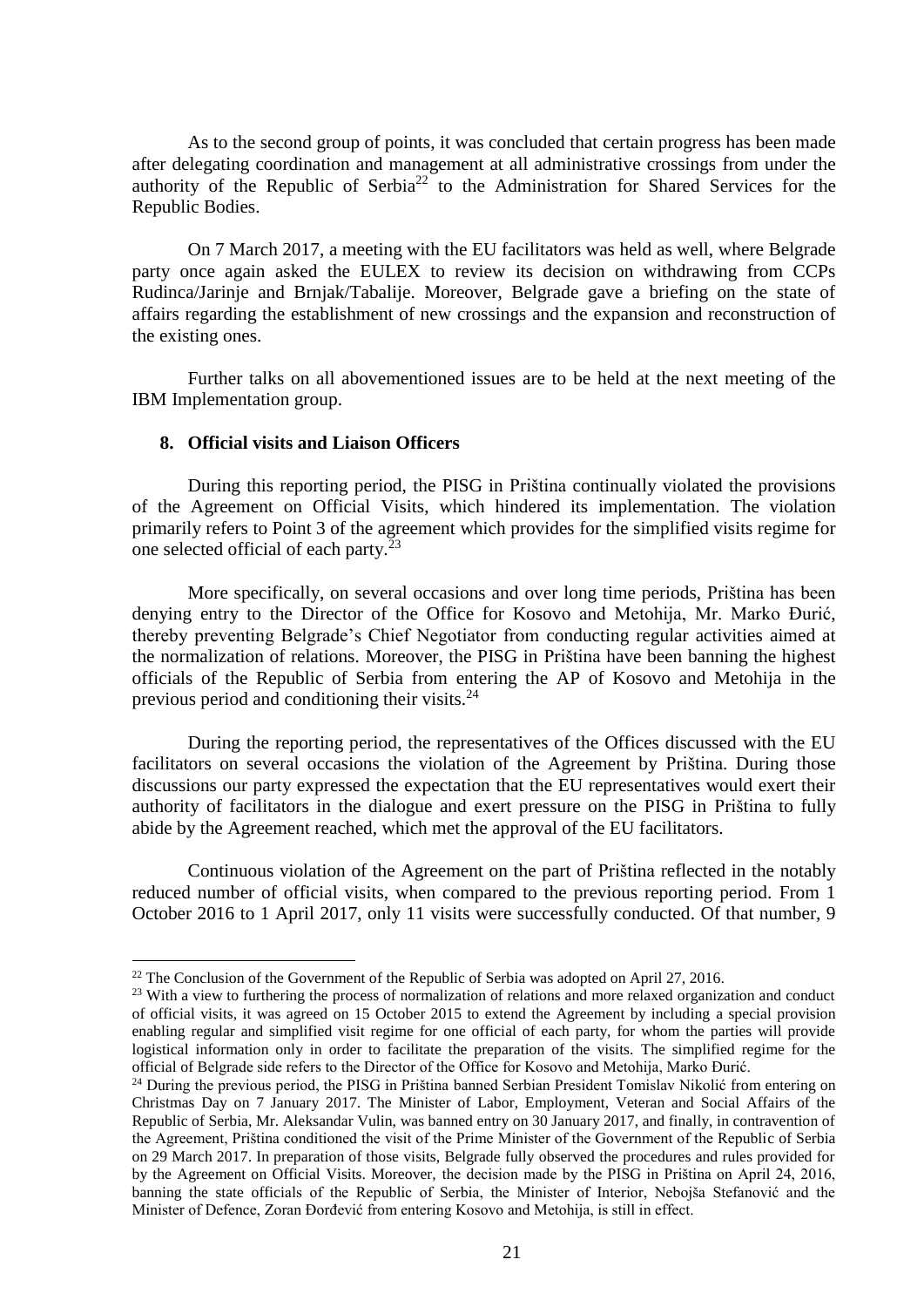As to the second group of points, it was concluded that certain progress has been made after delegating coordination and management at all administrative crossings from under the authority of the Republic of Serbia[22] to the Administration for Shared Services for the Republic Bodies.

On 7 March 2017, a meeting with the EU facilitators was held as well, where Belgrade party once again asked the EULEX to review its decision on withdrawing from CCPs Rudinca/Jarinje and Brnjak/Tabalije. Moreover, Belgrade gave a briefing on the state of affairs regarding the establishment of new crossings and the expansion and reconstruction of the existing ones.

Further talks on all abovementioned issues are to be held at the next meeting of the IBM Implementation group.

**8. Official visits and Liaison Officers**

During this reporting period, the PISG in Priština continually violated the provisions of the Agreement on Official Visits, which hindered its implementation. The violation primarily refers to Point 3 of the agreement which provides for the simplified visits regime for one selected official of each party.[23]

More specifically, on several occasions and over long time periods, Priština has been denying entry to the Director of the Office for Kosovo and Metohija, Mr. Marko Đurić, thereby preventing Belgrade's Chief Negotiator from conducting regular activities aimed at the normalization of relations. Moreover, the PISG in Priština have been banning the highest officials of the Republic of Serbia from entering the AP of Kosovo and Metohija in the previous period and conditioning their visits.[24]

During the reporting period, the representatives of the Offices discussed with the EU facilitators on several occasions the violation of the Agreement by Priština. During those discussions our party expressed the expectation that the EU representatives would exert their authority of facilitators in the dialogue and exert pressure on the PISG in Priština to fully abide by the Agreement reached, which met the approval of the EU facilitators.

Continuous violation of the Agreement on the part of Priština reflected in the notably reduced number of official visits, when compared to the previous reporting period. From 1 October 2016 to 1 April 2017, only 11 visits were successfully conducted. Of that number, 9

---

[22] The Conclusion of the Government of the Republic of Serbia was adopted on April 27, 2016.

[23] With a view to furthering the process of normalization of relations and more relaxed organization and conduct of official visits, it was agreed on 15 October 2015 to extend the Agreement by including a special provision enabling regular and simplified visit regime for one official of each party, for whom the parties will provide logistical information only in order to facilitate the preparation of the visits. The simplified regime for the official of Belgrade side refers to the Director of the Office for Kosovo and Metohija, Marko Đurić.

[24] During the previous period, the PISG in Priština banned Serbian President Tomislav Nikolić from entering on Christmas Day on 7 January 2017. The Minister of Labor, Employment, Veteran and Social Affairs of the Republic of Serbia, Mr. Aleksandar Vulin, was banned entry on 30 January 2017, and finally, in contravention of the Agreement, Priština conditioned the visit of the Prime Minister of the Government of the Republic of Serbia on 29 March 2017. In preparation of those visits, Belgrade fully observed the procedures and rules provided for by the Agreement on Official Visits. Moreover, the decision made by the PISG in Priština on April 24, 2016, banning the state officials of the Republic of Serbia, the Minister of Interior, Nebojša Stefanović and the Minister of Defence, Zoran Đorđević from entering Kosovo and Metohija, is still in effect.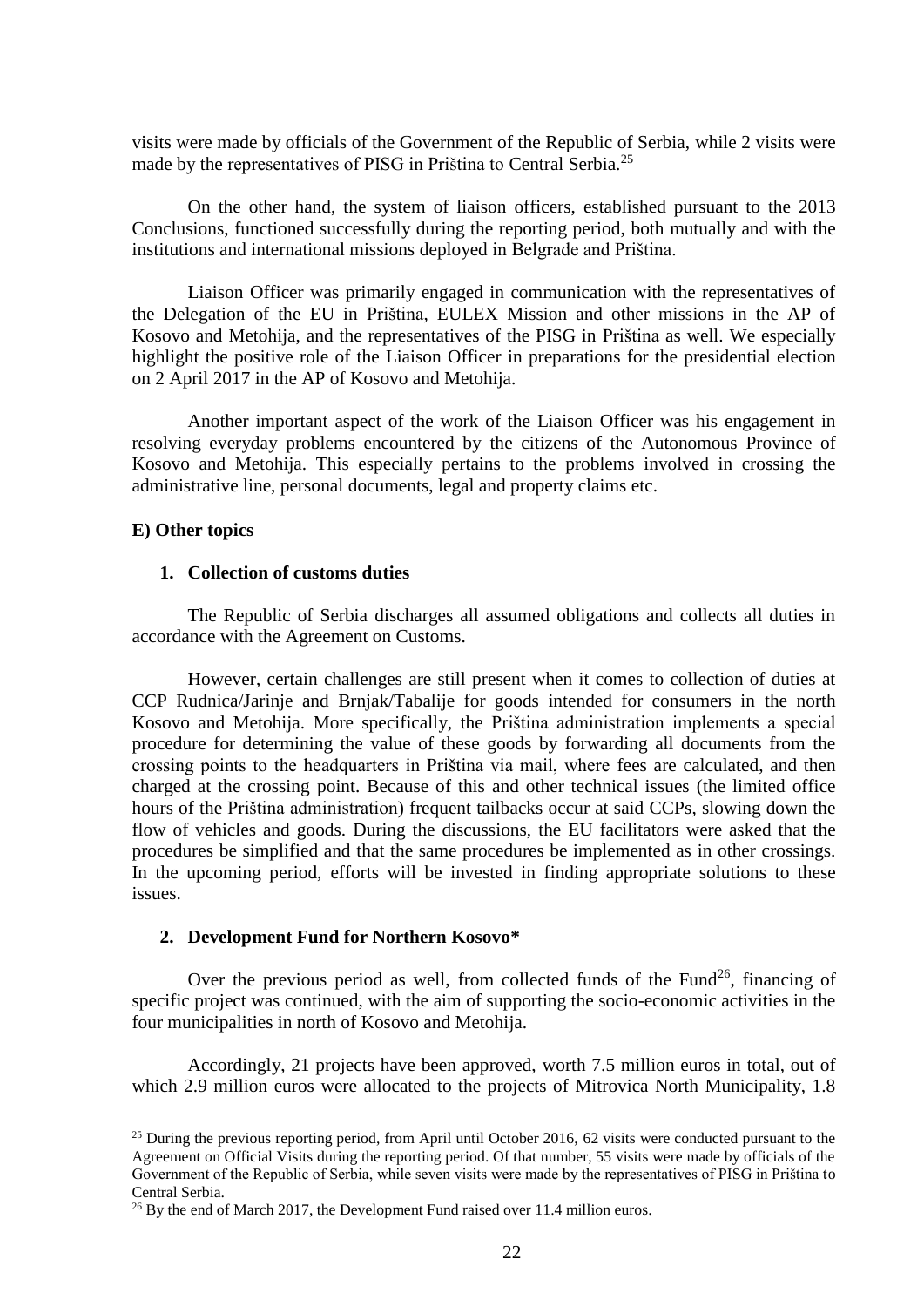visits were made by officials of the Government of the Republic of Serbia, while 2 visits were made by the representatives of PISG in Priština to Central Serbia.[25]

On the other hand, the system of liaison officers, established pursuant to the 2013 Conclusions, functioned successfully during the reporting period, both mutually and with the institutions and international missions deployed in Belgrade and Priština.

Liaison Officer was primarily engaged in communication with the representatives of the Delegation of the EU in Priština, EULEX Mission and other missions in the AP of Kosovo and Metohija, and the representatives of the PISG in Priština as well. We especially highlight the positive role of the Liaison Officer in preparations for the presidential election on 2 April 2017 in the AP of Kosovo and Metohija.

Another important aspect of the work of the Liaison Officer was his engagement in resolving everyday problems encountered by the citizens of the Autonomous Province of Kosovo and Metohija. This especially pertains to the problems involved in crossing the administrative line, personal documents, legal and property claims etc.

**E) Other topics**

**1. Collection of customs duties**

The Republic of Serbia discharges all assumed obligations and collects all duties in accordance with the Agreement on Customs.

However, certain challenges are still present when it comes to collection of duties at CCP Rudnica/Jarinje and Brnjak/Tabalije for goods intended for consumers in the north Kosovo and Metohija. More specifically, the Priština administration implements a special procedure for determining the value of these goods by forwarding all documents from the crossing points to the headquarters in Priština via mail, where fees are calculated, and then charged at the crossing point. Because of this and other technical issues (the limited office hours of the Priština administration) frequent tailbacks occur at said CCPs, slowing down the flow of vehicles and goods. During the discussions, the EU facilitators were asked that the procedures be simplified and that the same procedures be implemented as in other crossings. In the upcoming period, efforts will be invested in finding appropriate solutions to these issues.

**2. Development Fund for Northern Kosovo***

Over the previous period as well, from collected funds of the Fund[26], financing of specific project was continued, with the aim of supporting the socio-economic activities in the four municipalities in north of Kosovo and Metohija.

Accordingly, 21 projects have been approved, worth 7.5 million euros in total, out of which 2.9 million euros were allocated to the projects of Mitrovica North Municipality, 1.8

---

[25] During the previous reporting period, from April until October 2016, 62 visits were conducted pursuant to the Agreement on Official Visits during the reporting period. Of that number, 55 visits were made by officials of the Government of the Republic of Serbia, while seven visits were made by the representatives of PISG in Priština to Central Serbia.

[26] By the end of March 2017, the Development Fund raised over 11.4 million euros.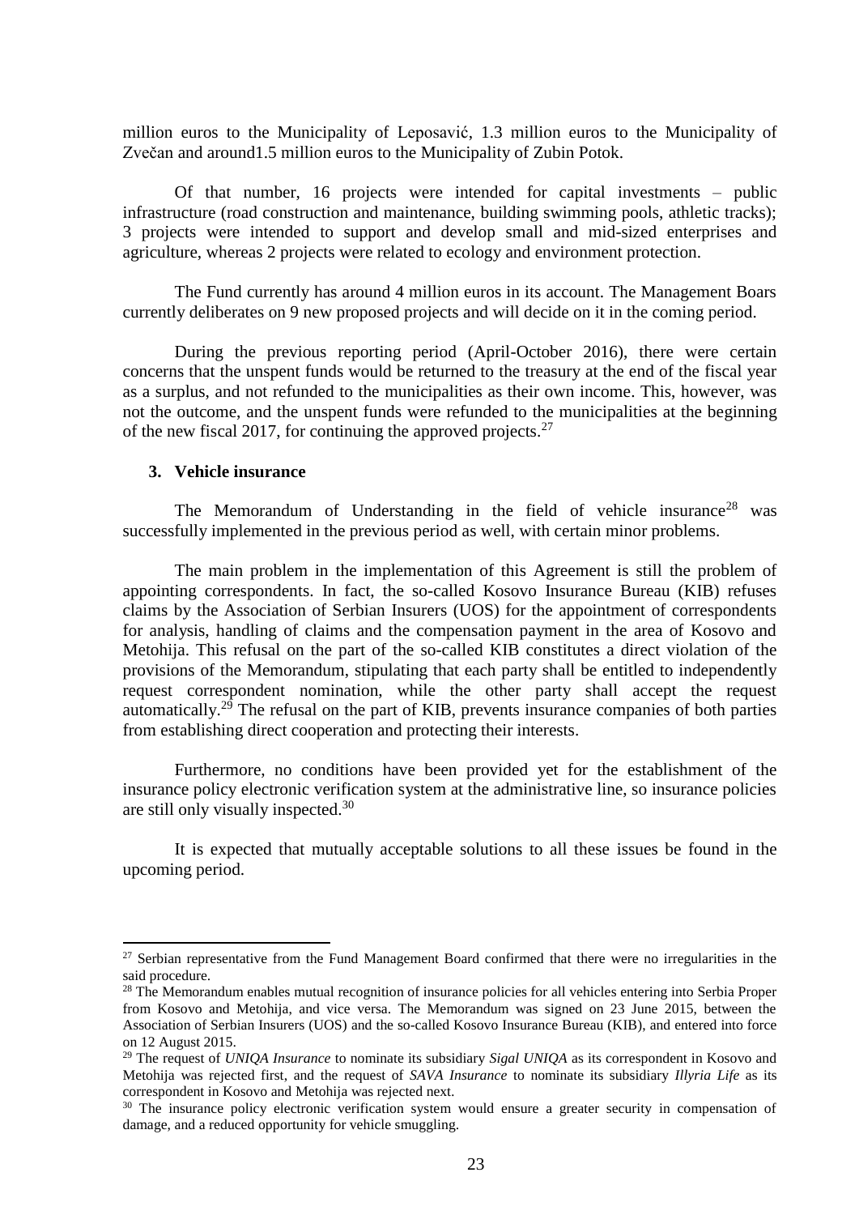million euros to the Municipality of Leposavić, 1.3 million euros to the Municipality of Zvečan and around1.5 million euros to the Municipality of Zubin Potok.

Of that number, 16 projects were intended for capital investments – public infrastructure (road construction and maintenance, building swimming pools, athletic tracks); 3 projects were intended to support and develop small and mid-sized enterprises and agriculture, whereas 2 projects were related to ecology and environment protection.

The Fund currently has around 4 million euros in its account. The Management Boars currently deliberates on 9 new proposed projects and will decide on it in the coming period.

During the previous reporting period (April-October 2016), there were certain concerns that the unspent funds would be returned to the treasury at the end of the fiscal year as a surplus, and not refunded to the municipalities as their own income. This, however, was not the outcome, and the unspent funds were refunded to the municipalities at the beginning of the new fiscal 2017, for continuing the approved projects.[27]

### 3. Vehicle insurance

The Memorandum of Understanding in the field of vehicle insurance[28] was successfully implemented in the previous period as well, with certain minor problems.

The main problem in the implementation of this Agreement is still the problem of appointing correspondents. In fact, the so-called Kosovo Insurance Bureau (KIB) refuses claims by the Association of Serbian Insurers (UOS) for the appointment of correspondents for analysis, handling of claims and the compensation payment in the area of Kosovo and Metohija. This refusal on the part of the so-called KIB constitutes a direct violation of the provisions of the Memorandum, stipulating that each party shall be entitled to independently request correspondent nomination, while the other party shall accept the request automatically.[29] The refusal on the part of KIB, prevents insurance companies of both parties from establishing direct cooperation and protecting their interests.

Furthermore, no conditions have been provided yet for the establishment of the insurance policy electronic verification system at the administrative line, so insurance policies are still only visually inspected.[30]

It is expected that mutually acceptable solutions to all these issues be found in the upcoming period.

---

[27] Serbian representative from the Fund Management Board confirmed that there were no irregularities in the said procedure.

[28] The Memorandum enables mutual recognition of insurance policies for all vehicles entering into Serbia Proper from Kosovo and Metohija, and vice versa. The Memorandum was signed on 23 June 2015, between the Association of Serbian Insurers (UOS) and the so-called Kosovo Insurance Bureau (KIB), and entered into force on 12 August 2015.

[29] The request of *UNIQA Insurance* to nominate its subsidiary *Sigal UNIQA* as its correspondent in Kosovo and Metohija was rejected first, and the request of *SAVA Insurance* to nominate its subsidiary *Illyria Life* as its correspondent in Kosovo and Metohija was rejected next.

[30] The insurance policy electronic verification system would ensure a greater security in compensation of damage, and a reduced opportunity for vehicle smuggling.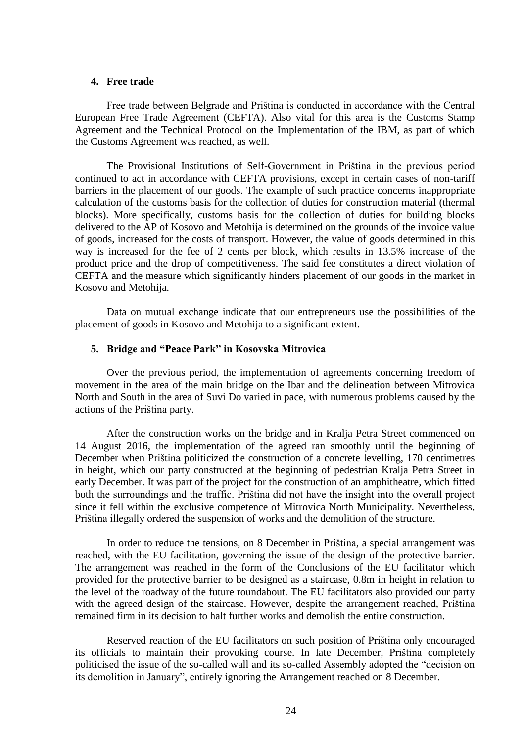## 4. Free trade

Free trade between Belgrade and Priština is conducted in accordance with the Central European Free Trade Agreement (CEFTA). Also vital for this area is the Customs Stamp Agreement and the Technical Protocol on the Implementation of the IBM, as part of which the Customs Agreement was reached, as well.

The Provisional Institutions of Self-Government in Priština in the previous period continued to act in accordance with CEFTA provisions, except in certain cases of non-tariff barriers in the placement of our goods. The example of such practice concerns inappropriate calculation of the customs basis for the collection of duties for construction material (thermal blocks). More specifically, customs basis for the collection of duties for building blocks delivered to the AP of Kosovo and Metohija is determined on the grounds of the invoice value of goods, increased for the costs of transport. However, the value of goods determined in this way is increased for the fee of 2 cents per block, which results in 13.5% increase of the product price and the drop of competitiveness. The said fee constitutes a direct violation of CEFTA and the measure which significantly hinders placement of our goods in the market in Kosovo and Metohija.

Data on mutual exchange indicate that our entrepreneurs use the possibilities of the placement of goods in Kosovo and Metohija to a significant extent.

## 5. Bridge and "Peace Park" in Kosovska Mitrovica

Over the previous period, the implementation of agreements concerning freedom of movement in the area of the main bridge on the Ibar and the delineation between Mitrovica North and South in the area of Suvi Do varied in pace, with numerous problems caused by the actions of the Priština party.

After the construction works on the bridge and in Kralja Petra Street commenced on 14 August 2016, the implementation of the agreed ran smoothly until the beginning of December when Priština politicized the construction of a concrete levelling, 170 centimetres in height, which our party constructed at the beginning of pedestrian Kralja Petra Street in early December. It was part of the project for the construction of an amphitheatre, which fitted both the surroundings and the traffic. Priština did not have the insight into the overall project since it fell within the exclusive competence of Mitrovica North Municipality. Nevertheless, Priština illegally ordered the suspension of works and the demolition of the structure.

In order to reduce the tensions, on 8 December in Priština, a special arrangement was reached, with the EU facilitation, governing the issue of the design of the protective barrier. The arrangement was reached in the form of the Conclusions of the EU facilitator which provided for the protective barrier to be designed as a staircase, 0.8m in height in relation to the level of the roadway of the future roundabout. The EU facilitators also provided our party with the agreed design of the staircase. However, despite the arrangement reached, Priština remained firm in its decision to halt further works and demolish the entire construction.

Reserved reaction of the EU facilitators on such position of Priština only encouraged its officials to maintain their provoking course. In late December, Priština completely politicised the issue of the so-called wall and its so-called Assembly adopted the "decision on its demolition in January", entirely ignoring the Arrangement reached on 8 December.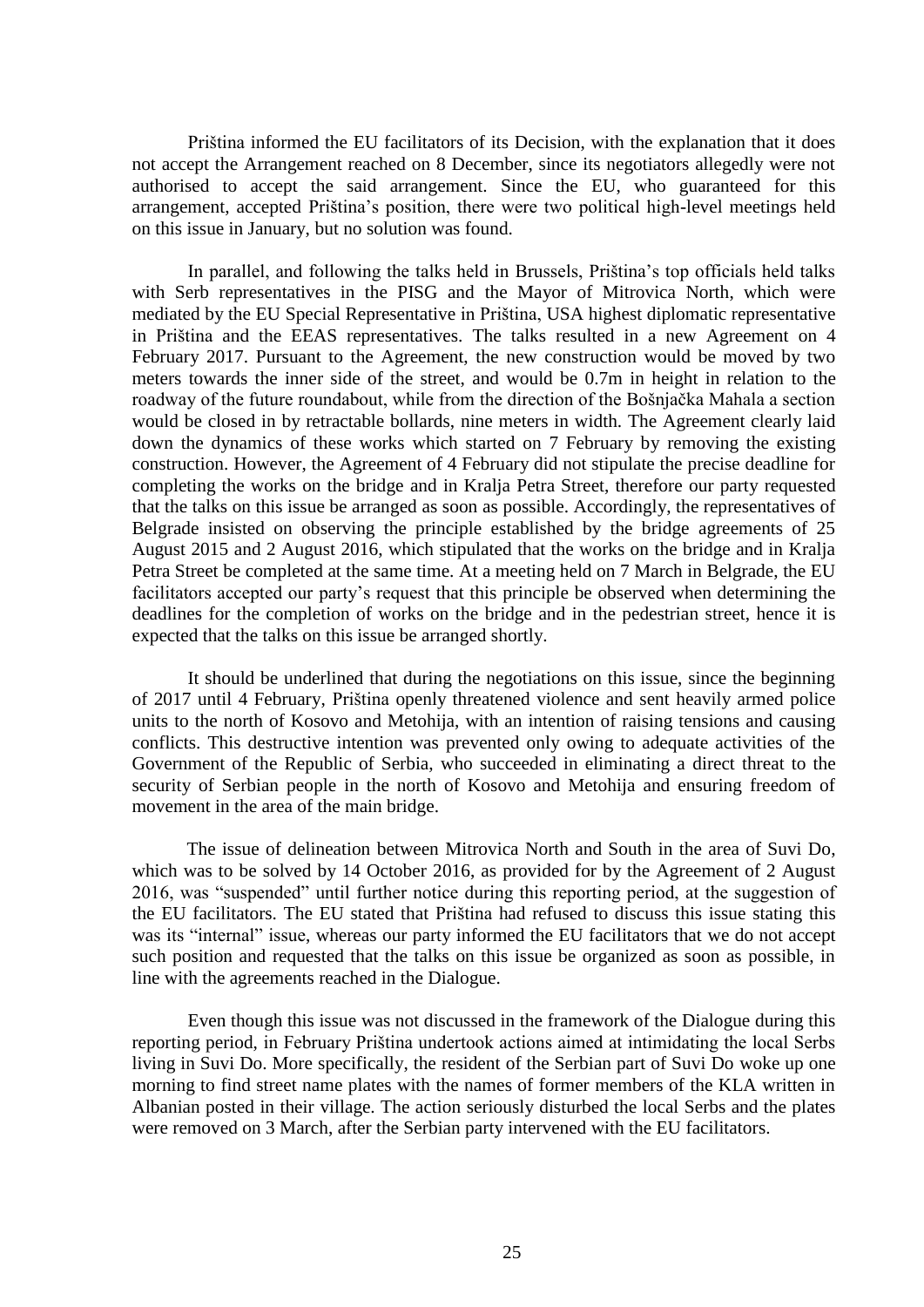Priština informed the EU facilitators of its Decision, with the explanation that it does not accept the Arrangement reached on 8 December, since its negotiators allegedly were not authorised to accept the said arrangement. Since the EU, who guaranteed for this arrangement, accepted Priština's position, there were two political high-level meetings held on this issue in January, but no solution was found.

In parallel, and following the talks held in Brussels, Priština's top officials held talks with Serb representatives in the PISG and the Mayor of Mitrovica North, which were mediated by the EU Special Representative in Priština, USA highest diplomatic representative in Priština and the EEAS representatives. The talks resulted in a new Agreement on 4 February 2017. Pursuant to the Agreement, the new construction would be moved by two meters towards the inner side of the street, and would be 0.7m in height in relation to the roadway of the future roundabout, while from the direction of the Bošnjačka Mahala a section would be closed in by retractable bollards, nine meters in width. The Agreement clearly laid down the dynamics of these works which started on 7 February by removing the existing construction. However, the Agreement of 4 February did not stipulate the precise deadline for completing the works on the bridge and in Kralja Petra Street, therefore our party requested that the talks on this issue be arranged as soon as possible. Accordingly, the representatives of Belgrade insisted on observing the principle established by the bridge agreements of 25 August 2015 and 2 August 2016, which stipulated that the works on the bridge and in Kralja Petra Street be completed at the same time. At a meeting held on 7 March in Belgrade, the EU facilitators accepted our party's request that this principle be observed when determining the deadlines for the completion of works on the bridge and in the pedestrian street, hence it is expected that the talks on this issue be arranged shortly.

It should be underlined that during the negotiations on this issue, since the beginning of 2017 until 4 February, Priština openly threatened violence and sent heavily armed police units to the north of Kosovo and Metohija, with an intention of raising tensions and causing conflicts. This destructive intention was prevented only owing to adequate activities of the Government of the Republic of Serbia, who succeeded in eliminating a direct threat to the security of Serbian people in the north of Kosovo and Metohija and ensuring freedom of movement in the area of the main bridge.

The issue of delineation between Mitrovica North and South in the area of Suvi Do, which was to be solved by 14 October 2016, as provided for by the Agreement of 2 August 2016, was "suspended" until further notice during this reporting period, at the suggestion of the EU facilitators. The EU stated that Priština had refused to discuss this issue stating this was its "internal" issue, whereas our party informed the EU facilitators that we do not accept such position and requested that the talks on this issue be organized as soon as possible, in line with the agreements reached in the Dialogue.

Even though this issue was not discussed in the framework of the Dialogue during this reporting period, in February Priština undertook actions aimed at intimidating the local Serbs living in Suvi Do. More specifically, the resident of the Serbian part of Suvi Do woke up one morning to find street name plates with the names of former members of the KLA written in Albanian posted in their village. The action seriously disturbed the local Serbs and the plates were removed on 3 March, after the Serbian party intervened with the EU facilitators.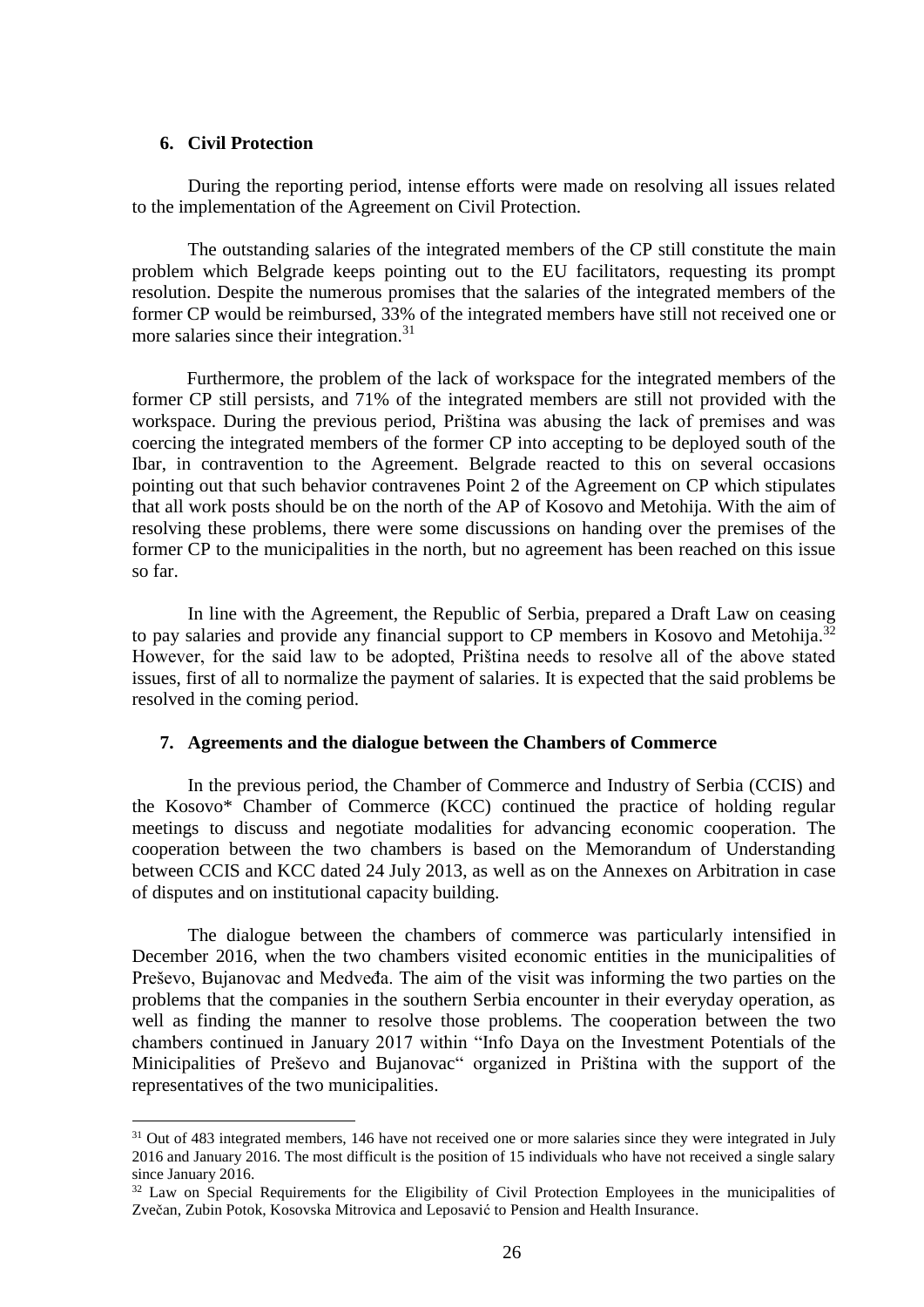## 6. Civil Protection

During the reporting period, intense efforts were made on resolving all issues related to the implementation of the Agreement on Civil Protection.

The outstanding salaries of the integrated members of the CP still constitute the main problem which Belgrade keeps pointing out to the EU facilitators, requesting its prompt resolution. Despite the numerous promises that the salaries of the integrated members of the former CP would be reimbursed, 33% of the integrated members have still not received one or more salaries since their integration.[31]

Furthermore, the problem of the lack of workspace for the integrated members of the former CP still persists, and 71% of the integrated members are still not provided with the workspace. During the previous period, Priština was abusing the lack of premises and was coercing the integrated members of the former CP into accepting to be deployed south of the Ibar, in contravention to the Agreement. Belgrade reacted to this on several occasions pointing out that such behavior contravenes Point 2 of the Agreement on CP which stipulates that all work posts should be on the north of the AP of Kosovo and Metohija. With the aim of resolving these problems, there were some discussions on handing over the premises of the former CP to the municipalities in the north, but no agreement has been reached on this issue so far.

In line with the Agreement, the Republic of Serbia, prepared a Draft Law on ceasing to pay salaries and provide any financial support to CP members in Kosovo and Metohija.[32] However, for the said law to be adopted, Priština needs to resolve all of the above stated issues, first of all to normalize the payment of salaries. It is expected that the said problems be resolved in the coming period.

## 7. Agreements and the dialogue between the Chambers of Commerce

In the previous period, the Chamber of Commerce and Industry of Serbia (CCIS) and the Kosovo* Chamber of Commerce (KCC) continued the practice of holding regular meetings to discuss and negotiate modalities for advancing economic cooperation. The cooperation between the two chambers is based on the Memorandum of Understanding between CCIS and KCC dated 24 July 2013, as well as on the Annexes on Arbitration in case of disputes and on institutional capacity building.

The dialogue between the chambers of commerce was particularly intensified in December 2016, when the two chambers visited economic entities in the municipalities of Preševo, Bujanovac and Medveđa. The aim of the visit was informing the two parties on the problems that the companies in the southern Serbia encounter in their everyday operation, as well as finding the manner to resolve those problems. The cooperation between the two chambers continued in January 2017 within "Info Daya on the Investment Potentials of the Minicipalities of Preševo and Bujanovac" organized in Priština with the support of the representatives of the two municipalities.

---

[31] Out of 483 integrated members, 146 have not received one or more salaries since they were integrated in July 2016 and January 2016. The most difficult is the position of 15 individuals who have not received a single salary since January 2016.

[32] Law on Special Requirements for the Eligibility of Civil Protection Employees in the municipalities of Zvečan, Zubin Potok, Kosovska Mitrovica and Leposavić to Pension and Health Insurance.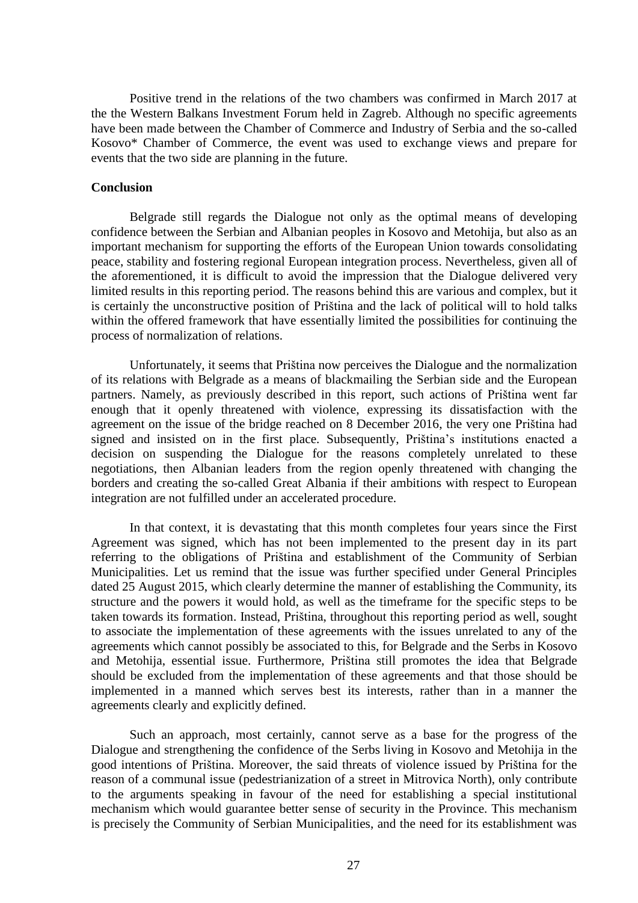Positive trend in the relations of the two chambers was confirmed in March 2017 at the the Western Balkans Investment Forum held in Zagreb. Although no specific agreements have been made between the Chamber of Commerce and Industry of Serbia and the so-called Kosovo* Chamber of Commerce, the event was used to exchange views and prepare for events that the two side are planning in the future.

**Conclusion**

Belgrade still regards the Dialogue not only as the optimal means of developing confidence between the Serbian and Albanian peoples in Kosovo and Metohija, but also as an important mechanism for supporting the efforts of the European Union towards consolidating peace, stability and fostering regional European integration process. Nevertheless, given all of the aforementioned, it is difficult to avoid the impression that the Dialogue delivered very limited results in this reporting period. The reasons behind this are various and complex, but it is certainly the unconstructive position of Priština and the lack of political will to hold talks within the offered framework that have essentially limited the possibilities for continuing the process of normalization of relations.

Unfortunately, it seems that Priština now perceives the Dialogue and the normalization of its relations with Belgrade as a means of blackmailing the Serbian side and the European partners. Namely, as previously described in this report, such actions of Priština went far enough that it openly threatened with violence, expressing its dissatisfaction with the agreement on the issue of the bridge reached on 8 December 2016, the very one Priština had signed and insisted on in the first place. Subsequently, Priština's institutions enacted a decision on suspending the Dialogue for the reasons completely unrelated to these negotiations, then Albanian leaders from the region openly threatened with changing the borders and creating the so-called Great Albania if their ambitions with respect to European integration are not fulfilled under an accelerated procedure.

In that context, it is devastating that this month completes four years since the First Agreement was signed, which has not been implemented to the present day in its part referring to the obligations of Priština and establishment of the Community of Serbian Municipalities. Let us remind that the issue was further specified under General Principles dated 25 August 2015, which clearly determine the manner of establishing the Community, its structure and the powers it would hold, as well as the timeframe for the specific steps to be taken towards its formation. Instead, Priština, throughout this reporting period as well, sought to associate the implementation of these agreements with the issues unrelated to any of the agreements which cannot possibly be associated to this, for Belgrade and the Serbs in Kosovo and Metohija, essential issue. Furthermore, Priština still promotes the idea that Belgrade should be excluded from the implementation of these agreements and that those should be implemented in a manned which serves best its interests, rather than in a manner the agreements clearly and explicitly defined.

Such an approach, most certainly, cannot serve as a base for the progress of the Dialogue and strengthening the confidence of the Serbs living in Kosovo and Metohija in the good intentions of Priština. Moreover, the said threats of violence issued by Priština for the reason of a communal issue (pedestrianization of a street in Mitrovica North), only contribute to the arguments speaking in favour of the need for establishing a special institutional mechanism which would guarantee better sense of security in the Province. This mechanism is precisely the Community of Serbian Municipalities, and the need for its establishment was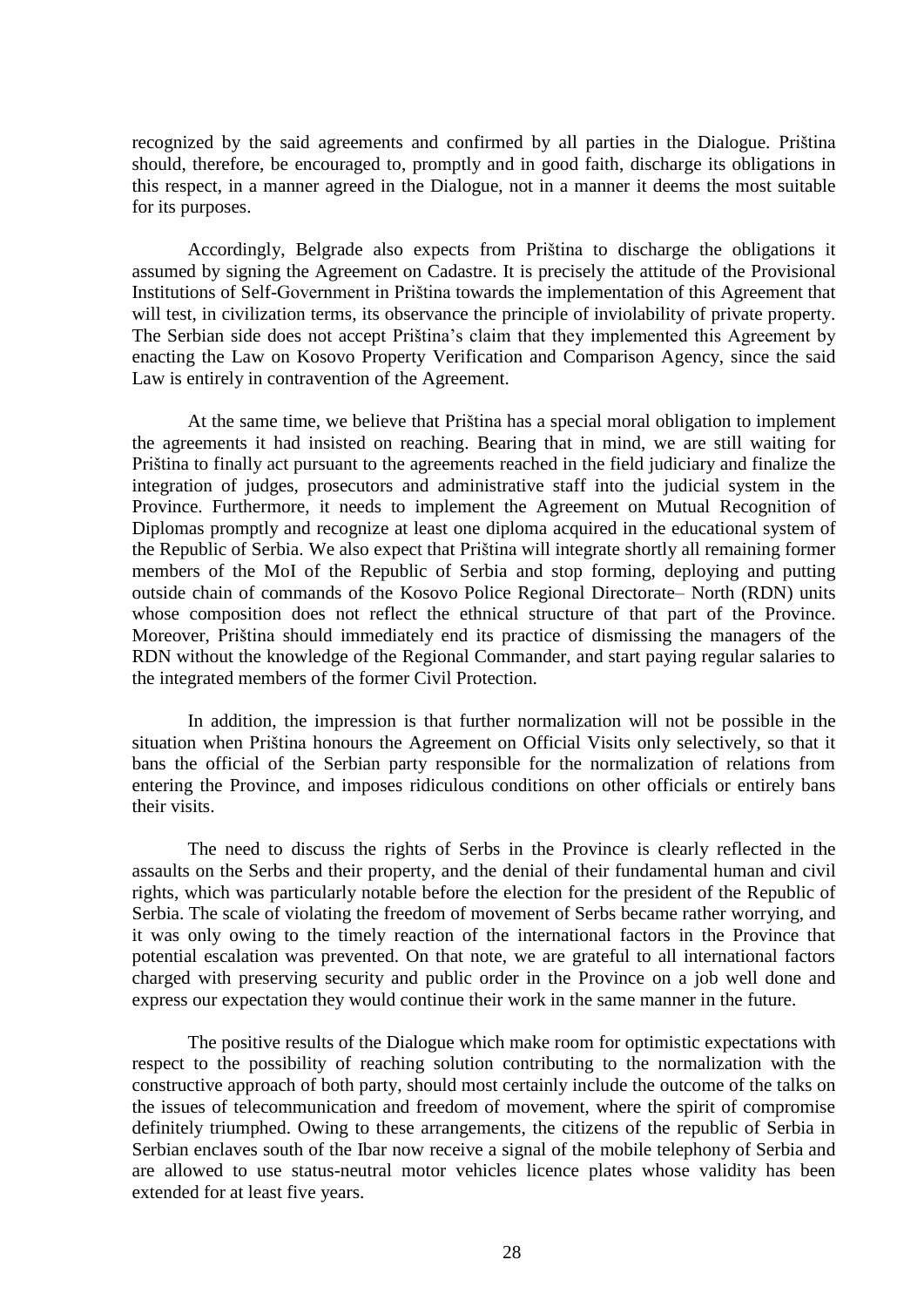recognized by the said agreements and confirmed by all parties in the Dialogue. Priština should, therefore, be encouraged to, promptly and in good faith, discharge its obligations in this respect, in a manner agreed in the Dialogue, not in a manner it deems the most suitable for its purposes.

Accordingly, Belgrade also expects from Priština to discharge the obligations it assumed by signing the Agreement on Cadastre. It is precisely the attitude of the Provisional Institutions of Self-Government in Priština towards the implementation of this Agreement that will test, in civilization terms, its observance the principle of inviolability of private property. The Serbian side does not accept Priština's claim that they implemented this Agreement by enacting the Law on Kosovo Property Verification and Comparison Agency, since the said Law is entirely in contravention of the Agreement.

At the same time, we believe that Priština has a special moral obligation to implement the agreements it had insisted on reaching. Bearing that in mind, we are still waiting for Priština to finally act pursuant to the agreements reached in the field judiciary and finalize the integration of judges, prosecutors and administrative staff into the judicial system in the Province. Furthermore, it needs to implement the Agreement on Mutual Recognition of Diplomas promptly and recognize at least one diploma acquired in the educational system of the Republic of Serbia. We also expect that Priština will integrate shortly all remaining former members of the MoI of the Republic of Serbia and stop forming, deploying and putting outside chain of commands of the Kosovo Police Regional Directorate– North (RDN) units whose composition does not reflect the ethnical structure of that part of the Province. Moreover, Priština should immediately end its practice of dismissing the managers of the RDN without the knowledge of the Regional Commander, and start paying regular salaries to the integrated members of the former Civil Protection.

In addition, the impression is that further normalization will not be possible in the situation when Priština honours the Agreement on Official Visits only selectively, so that it bans the official of the Serbian party responsible for the normalization of relations from entering the Province, and imposes ridiculous conditions on other officials or entirely bans their visits.

The need to discuss the rights of Serbs in the Province is clearly reflected in the assaults on the Serbs and their property, and the denial of their fundamental human and civil rights, which was particularly notable before the election for the president of the Republic of Serbia. The scale of violating the freedom of movement of Serbs became rather worrying, and it was only owing to the timely reaction of the international factors in the Province that potential escalation was prevented. On that note, we are grateful to all international factors charged with preserving security and public order in the Province on a job well done and express our expectation they would continue their work in the same manner in the future.

The positive results of the Dialogue which make room for optimistic expectations with respect to the possibility of reaching solution contributing to the normalization with the constructive approach of both party, should most certainly include the outcome of the talks on the issues of telecommunication and freedom of movement, where the spirit of compromise definitely triumphed. Owing to these arrangements, the citizens of the republic of Serbia in Serbian enclaves south of the Ibar now receive a signal of the mobile telephony of Serbia and are allowed to use status-neutral motor vehicles licence plates whose validity has been extended for at least five years.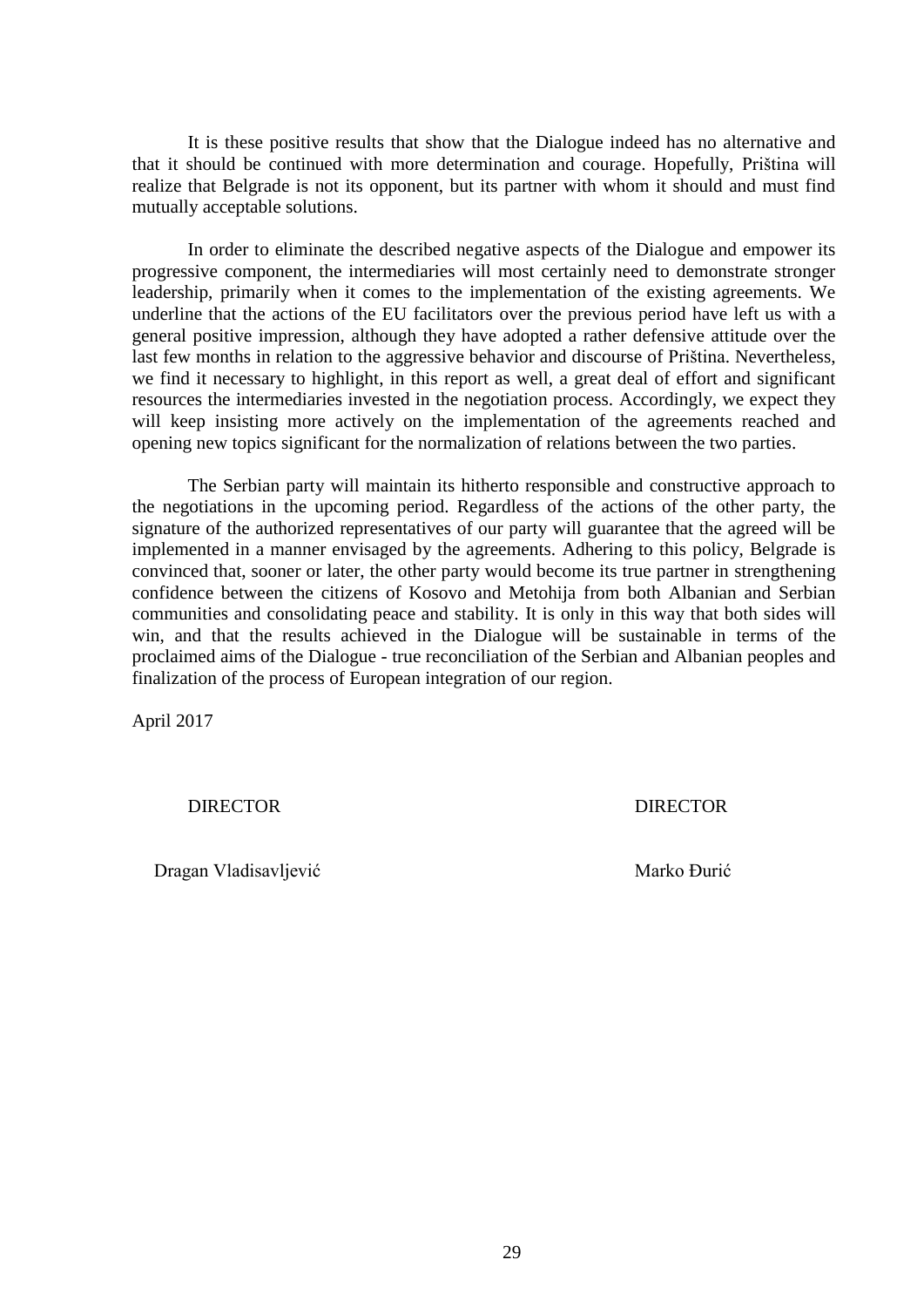It is these positive results that show that the Dialogue indeed has no alternative and that it should be continued with more determination and courage. Hopefully, Priština will realize that Belgrade is not its opponent, but its partner with whom it should and must find mutually acceptable solutions.

In order to eliminate the described negative aspects of the Dialogue and empower its progressive component, the intermediaries will most certainly need to demonstrate stronger leadership, primarily when it comes to the implementation of the existing agreements. We underline that the actions of the EU facilitators over the previous period have left us with a general positive impression, although they have adopted a rather defensive attitude over the last few months in relation to the aggressive behavior and discourse of Priština. Nevertheless, we find it necessary to highlight, in this report as well, a great deal of effort and significant resources the intermediaries invested in the negotiation process. Accordingly, we expect they will keep insisting more actively on the implementation of the agreements reached and opening new topics significant for the normalization of relations between the two parties.

The Serbian party will maintain its hitherto responsible and constructive approach to the negotiations in the upcoming period. Regardless of the actions of the other party, the signature of the authorized representatives of our party will guarantee that the agreed will be implemented in a manner envisaged by the agreements. Adhering to this policy, Belgrade is convinced that, sooner or later, the other party would become its true partner in strengthening confidence between the citizens of Kosovo and Metohija from both Albanian and Serbian communities and consolidating peace and stability. It is only in this way that both sides will win, and that the results achieved in the Dialogue will be sustainable in terms of the proclaimed aims of the Dialogue - true reconciliation of the Serbian and Albanian peoples and finalization of the process of European integration of our region.

April 2017

| | |
|---|---|
| DIRECTOR | DIRECTOR |
| Dragan Vladisavljević | Marko Đurić |